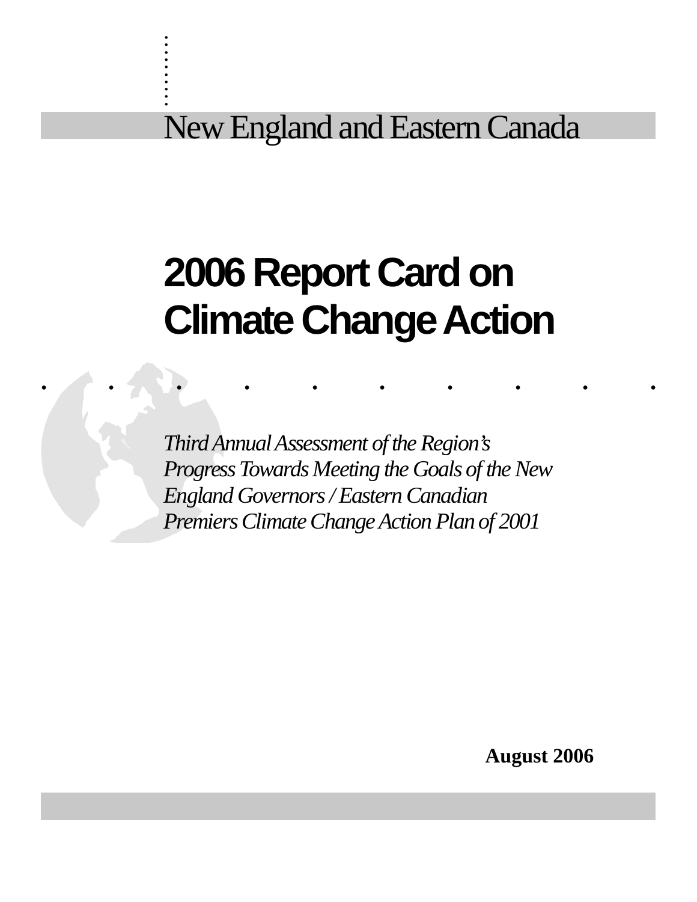New England and Eastern Canada

# 2006 Report Card on Climate Change Action

*Third Annual Assessment of the Region's Progress Towards Meeting the Goals of the New England Governors / Eastern Canadian Premiers Climate Change Action Plan of 2001*

**August 2006**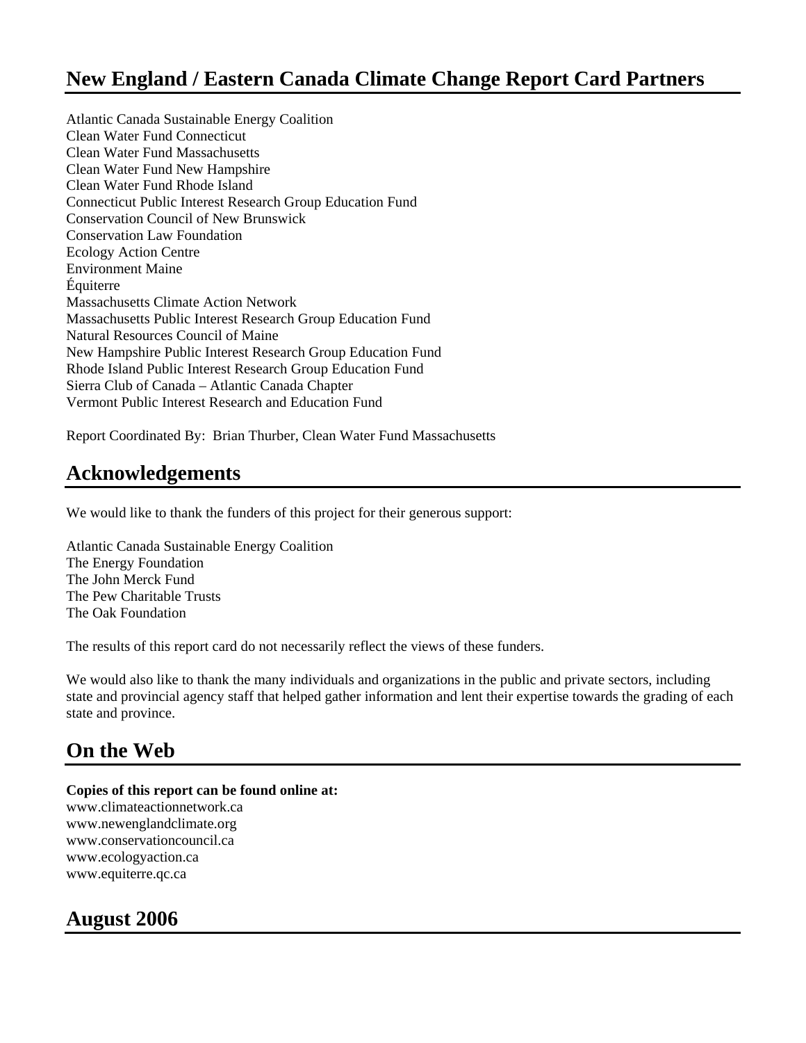## New England / Eastern Canada Climate Change Report Card Partners

Atlantic Canada Sustainable Energy Coalition
Clean Water Fund Connecticut
Clean Water Fund Massachusetts
Clean Water Fund New Hampshire
Clean Water Fund Rhode Island
Connecticut Public Interest Research Group Education Fund
Conservation Council of New Brunswick
Conservation Law Foundation
Ecology Action Centre
Environment Maine
Équiterre
Massachusetts Climate Action Network
Massachusetts Public Interest Research Group Education Fund
Natural Resources Council of Maine
New Hampshire Public Interest Research Group Education Fund
Rhode Island Public Interest Research Group Education Fund
Sierra Club of Canada – Atlantic Canada Chapter
Vermont Public Interest Research and Education Fund

Report Coordinated By: Brian Thurber, Clean Water Fund Massachusetts

## Acknowledgements

We would like to thank the funders of this project for their generous support:

Atlantic Canada Sustainable Energy Coalition
The Energy Foundation
The John Merck Fund
The Pew Charitable Trusts
The Oak Foundation

The results of this report card do not necessarily reflect the views of these funders.

We would also like to thank the many individuals and organizations in the public and private sectors, including state and provincial agency staff that helped gather information and lent their expertise towards the grading of each state and province.

## On the Web

**Copies of this report can be found online at:**
www.climateactionnetwork.ca
www.newenglandclimate.org
www.conservationcouncil.ca
www.ecologyaction.ca
www.equiterre.qc.ca

## August 2006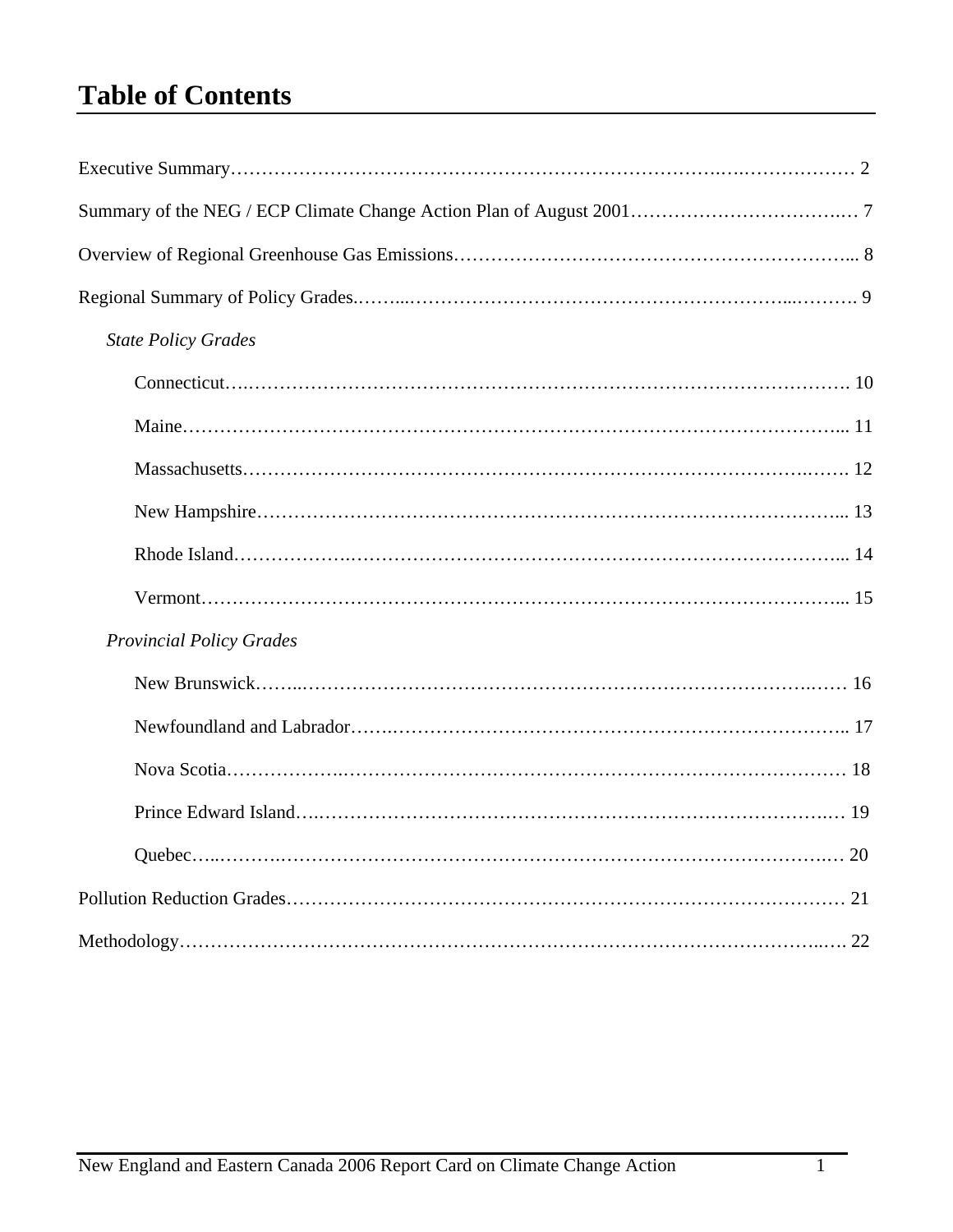# Table of Contents

Executive Summary……………………………………………………………………………………… 2

Summary of the NEG / ECP Climate Change Action Plan of August 2001……………………………… 7

Overview of Regional Greenhouse Gas Emissions……………………………………………………... 8

Regional Summary of Policy Grades.……...…………………………………………………...………. 9

*State Policy Grades*

- Connecticut……………………………………………………………………………………. 10
- Maine…………………………………………………………………………………………... 11
- Massachusetts…………………………………………………………………………………. 12
- New Hampshire………………………………………………………………………………... 13
- Rhode Island…………………………………………………………………………………... 14
- Vermont………………………………………………………………………………………... 15

*Provincial Policy Grades*

- New Brunswick………………………………………………………………………………… 16
- Newfoundland and Labrador………………………………………………………………….. 17
- Nova Scotia…………………………………………………………………………………… 18
- Prince Edward Island…………………………………………………………………………… 19
- Quebec………………………………………………………………………………………… 20

Pollution Reduction Grades…………………………………………………………………………… 21

Methodology…………………………………………………………………………………………. 22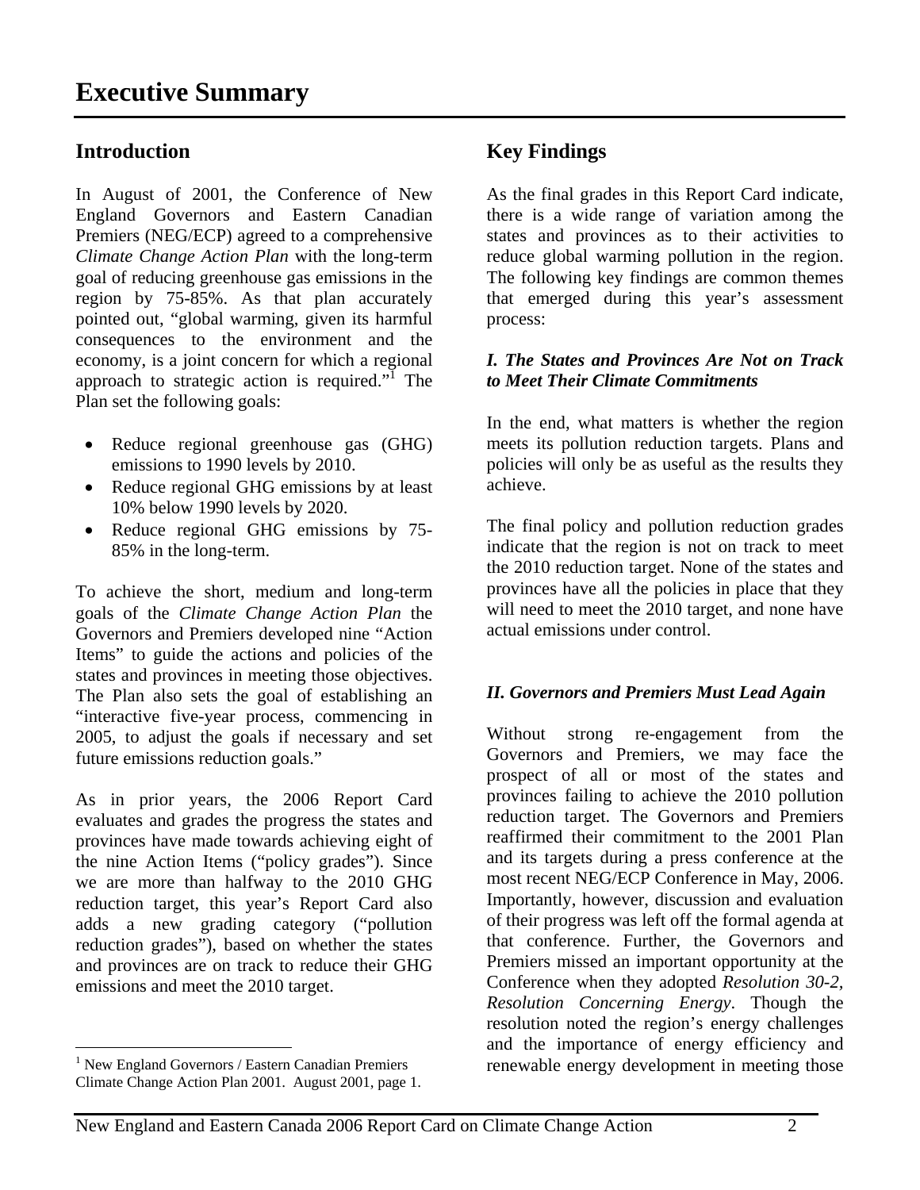# Executive Summary

## Introduction

In August of 2001, the Conference of New England Governors and Eastern Canadian Premiers (NEG/ECP) agreed to a comprehensive *Climate Change Action Plan* with the long-term goal of reducing greenhouse gas emissions in the region by 75-85%. As that plan accurately pointed out, "global warming, given its harmful consequences to the environment and the economy, is a joint concern for which a regional approach to strategic action is required."[1] The Plan set the following goals:

- Reduce regional greenhouse gas (GHG) emissions to 1990 levels by 2010.
- Reduce regional GHG emissions by at least 10% below 1990 levels by 2020.
- Reduce regional GHG emissions by 75-85% in the long-term.

To achieve the short, medium and long-term goals of the *Climate Change Action Plan* the Governors and Premiers developed nine "Action Items" to guide the actions and policies of the states and provinces in meeting those objectives. The Plan also sets the goal of establishing an "interactive five-year process, commencing in 2005, to adjust the goals if necessary and set future emissions reduction goals."

As in prior years, the 2006 Report Card evaluates and grades the progress the states and provinces have made towards achieving eight of the nine Action Items ("policy grades"). Since we are more than halfway to the 2010 GHG reduction target, this year's Report Card also adds a new grading category ("pollution reduction grades"), based on whether the states and provinces are on track to reduce their GHG emissions and meet the 2010 target.

[1] New England Governors / Eastern Canadian Premiers Climate Change Action Plan 2001. August 2001, page 1.

## Key Findings

As the final grades in this Report Card indicate, there is a wide range of variation among the states and provinces as to their activities to reduce global warming pollution in the region. The following key findings are common themes that emerged during this year's assessment process:

### *I. The States and Provinces Are Not on Track to Meet Their Climate Commitments*

In the end, what matters is whether the region meets its pollution reduction targets. Plans and policies will only be as useful as the results they achieve.

The final policy and pollution reduction grades indicate that the region is not on track to meet the 2010 reduction target. None of the states and provinces have all the policies in place that they will need to meet the 2010 target, and none have actual emissions under control.

### *II. Governors and Premiers Must Lead Again*

Without strong re-engagement from the Governors and Premiers, we may face the prospect of all or most of the states and provinces failing to achieve the 2010 pollution reduction target. The Governors and Premiers reaffirmed their commitment to the 2001 Plan and its targets during a press conference at the most recent NEG/ECP Conference in May, 2006. Importantly, however, discussion and evaluation of their progress was left off the formal agenda at that conference. Further, the Governors and Premiers missed an important opportunity at the Conference when they adopted *Resolution 30-2, Resolution Concerning Energy*. Though the resolution noted the region's energy challenges and the importance of energy efficiency and renewable energy development in meeting those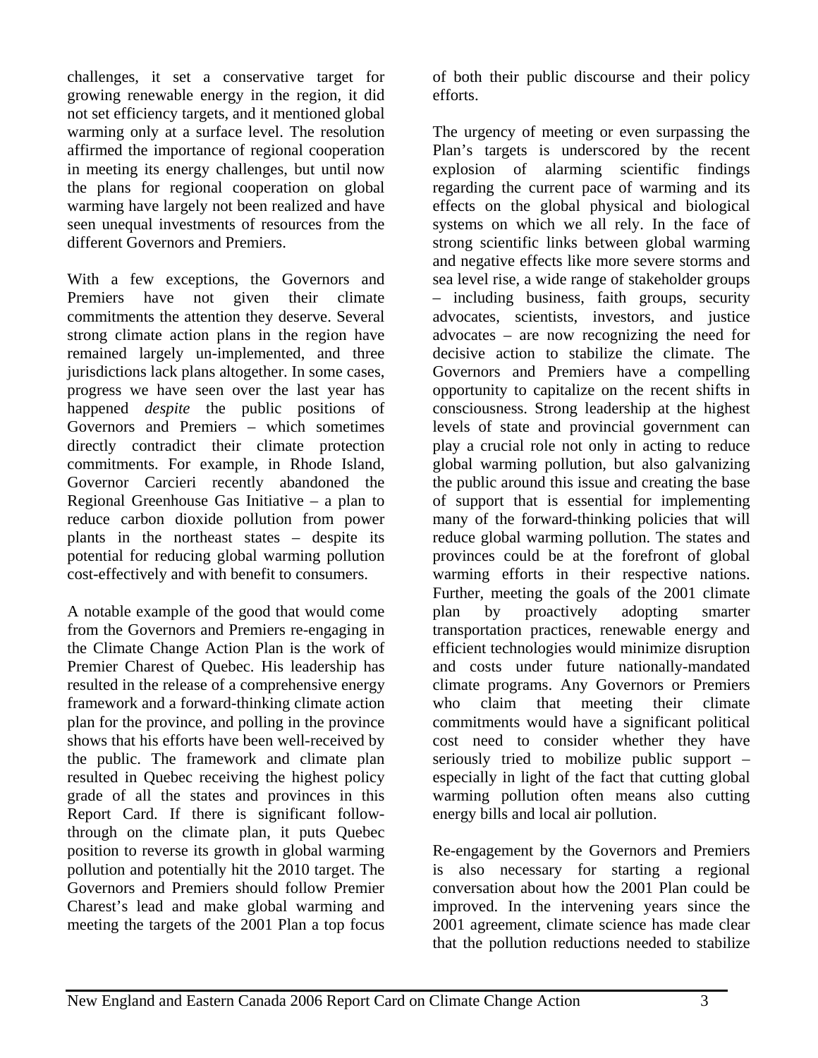challenges, it set a conservative target for growing renewable energy in the region, it did not set efficiency targets, and it mentioned global warming only at a surface level. The resolution affirmed the importance of regional cooperation in meeting its energy challenges, but until now the plans for regional cooperation on global warming have largely not been realized and have seen unequal investments of resources from the different Governors and Premiers.

With a few exceptions, the Governors and Premiers have not given their climate commitments the attention they deserve. Several strong climate action plans in the region have remained largely un-implemented, and three jurisdictions lack plans altogether. In some cases, progress we have seen over the last year has happened *despite* the public positions of Governors and Premiers – which sometimes directly contradict their climate protection commitments. For example, in Rhode Island, Governor Carcieri recently abandoned the Regional Greenhouse Gas Initiative – a plan to reduce carbon dioxide pollution from power plants in the northeast states – despite its potential for reducing global warming pollution cost-effectively and with benefit to consumers.

A notable example of the good that would come from the Governors and Premiers re-engaging in the Climate Change Action Plan is the work of Premier Charest of Quebec. His leadership has resulted in the release of a comprehensive energy framework and a forward-thinking climate action plan for the province, and polling in the province shows that his efforts have been well-received by the public. The framework and climate plan resulted in Quebec receiving the highest policy grade of all the states and provinces in this Report Card. If there is significant follow-through on the climate plan, it puts Quebec position to reverse its growth in global warming pollution and potentially hit the 2010 target. The Governors and Premiers should follow Premier Charest's lead and make global warming and meeting the targets of the 2001 Plan a top focus of both their public discourse and their policy efforts.

The urgency of meeting or even surpassing the Plan's targets is underscored by the recent explosion of alarming scientific findings regarding the current pace of warming and its effects on the global physical and biological systems on which we all rely. In the face of strong scientific links between global warming and negative effects like more severe storms and sea level rise, a wide range of stakeholder groups – including business, faith groups, security advocates, scientists, investors, and justice advocates – are now recognizing the need for decisive action to stabilize the climate. The Governors and Premiers have a compelling opportunity to capitalize on the recent shifts in consciousness. Strong leadership at the highest levels of state and provincial government can play a crucial role not only in acting to reduce global warming pollution, but also galvanizing the public around this issue and creating the base of support that is essential for implementing many of the forward-thinking policies that will reduce global warming pollution. The states and provinces could be at the forefront of global warming efforts in their respective nations. Further, meeting the goals of the 2001 climate plan by proactively adopting smarter transportation practices, renewable energy and efficient technologies would minimize disruption and costs under future nationally-mandated climate programs. Any Governors or Premiers who claim that meeting their climate commitments would have a significant political cost need to consider whether they have seriously tried to mobilize public support – especially in light of the fact that cutting global warming pollution often means also cutting energy bills and local air pollution.

Re-engagement by the Governors and Premiers is also necessary for starting a regional conversation about how the 2001 Plan could be improved. In the intervening years since the 2001 agreement, climate science has made clear that the pollution reductions needed to stabilize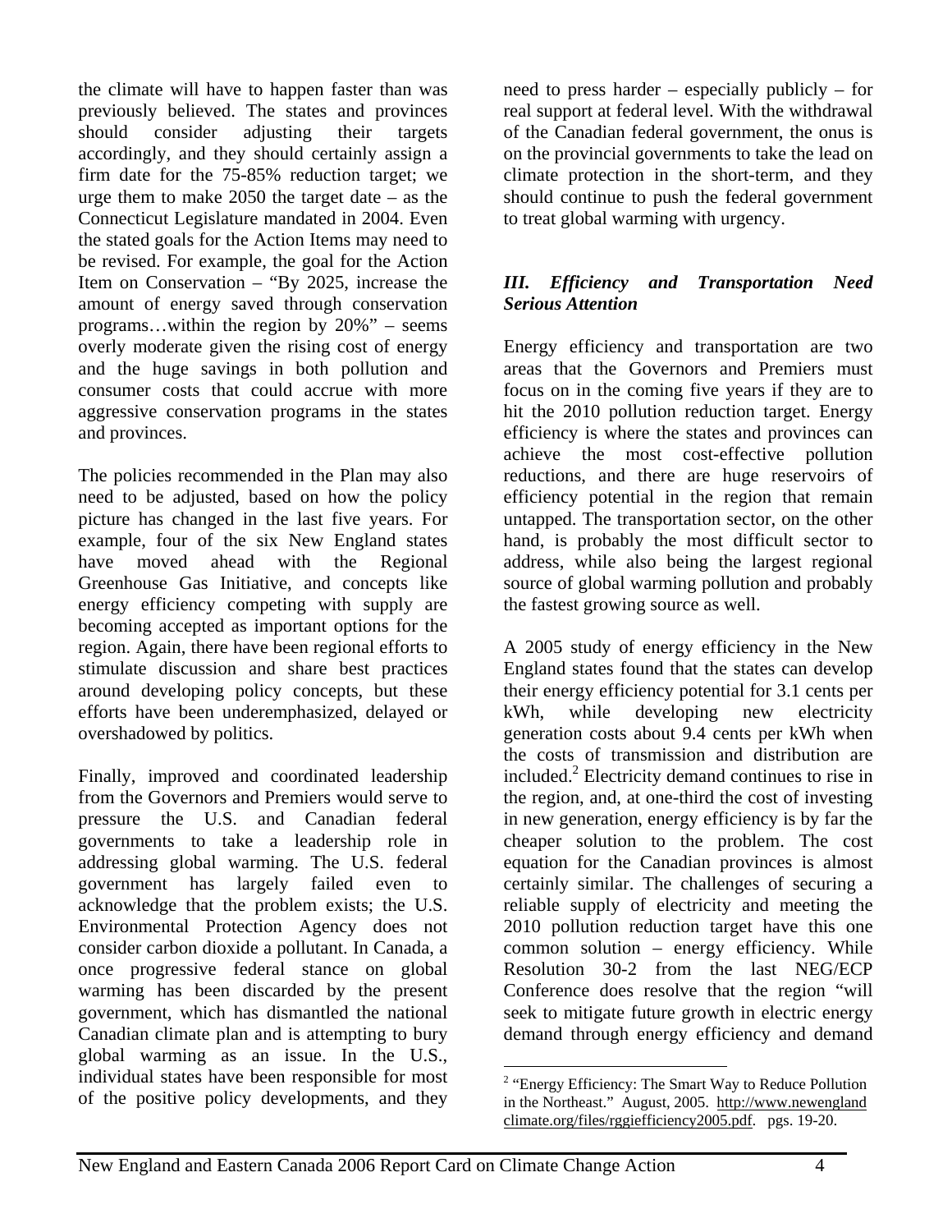the climate will have to happen faster than was previously believed. The states and provinces should consider adjusting their targets accordingly, and they should certainly assign a firm date for the 75-85% reduction target; we urge them to make 2050 the target date – as the Connecticut Legislature mandated in 2004. Even the stated goals for the Action Items may need to be revised. For example, the goal for the Action Item on Conservation – "By 2025, increase the amount of energy saved through conservation programs…within the region by 20%" – seems overly moderate given the rising cost of energy and the huge savings in both pollution and consumer costs that could accrue with more aggressive conservation programs in the states and provinces.

The policies recommended in the Plan may also need to be adjusted, based on how the policy picture has changed in the last five years. For example, four of the six New England states have moved ahead with the Regional Greenhouse Gas Initiative, and concepts like energy efficiency competing with supply are becoming accepted as important options for the region. Again, there have been regional efforts to stimulate discussion and share best practices around developing policy concepts, but these efforts have been underemphasized, delayed or overshadowed by politics.

Finally, improved and coordinated leadership from the Governors and Premiers would serve to pressure the U.S. and Canadian federal governments to take a leadership role in addressing global warming. The U.S. federal government has largely failed even to acknowledge that the problem exists; the U.S. Environmental Protection Agency does not consider carbon dioxide a pollutant. In Canada, a once progressive federal stance on global warming has been discarded by the present government, which has dismantled the national Canadian climate plan and is attempting to bury global warming as an issue. In the U.S., individual states have been responsible for most of the positive policy developments, and they need to press harder – especially publicly – for real support at federal level. With the withdrawal of the Canadian federal government, the onus is on the provincial governments to take the lead on climate protection in the short-term, and they should continue to push the federal government to treat global warming with urgency.

### *III. Efficiency and Transportation Need Serious Attention*

Energy efficiency and transportation are two areas that the Governors and Premiers must focus on in the coming five years if they are to hit the 2010 pollution reduction target. Energy efficiency is where the states and provinces can achieve the most cost-effective pollution reductions, and there are huge reservoirs of efficiency potential in the region that remain untapped. The transportation sector, on the other hand, is probably the most difficult sector to address, while also being the largest regional source of global warming pollution and probably the fastest growing source as well.

A 2005 study of energy efficiency in the New England states found that the states can develop their energy efficiency potential for 3.1 cents per kWh, while developing new electricity generation costs about 9.4 cents per kWh when the costs of transmission and distribution are included.[2] Electricity demand continues to rise in the region, and, at one-third the cost of investing in new generation, energy efficiency is by far the cheaper solution to the problem. The cost equation for the Canadian provinces is almost certainly similar. The challenges of securing a reliable supply of electricity and meeting the 2010 pollution reduction target have this one common solution – energy efficiency. While Resolution 30-2 from the last NEG/ECP Conference does resolve that the region "will seek to mitigate future growth in electric energy demand through energy efficiency and demand

[2] "Energy Efficiency: The Smart Way to Reduce Pollution in the Northeast." August, 2005. http://www.newenglandclimate.org/files/rggiefficiency2005.pdf. pgs. 19-20.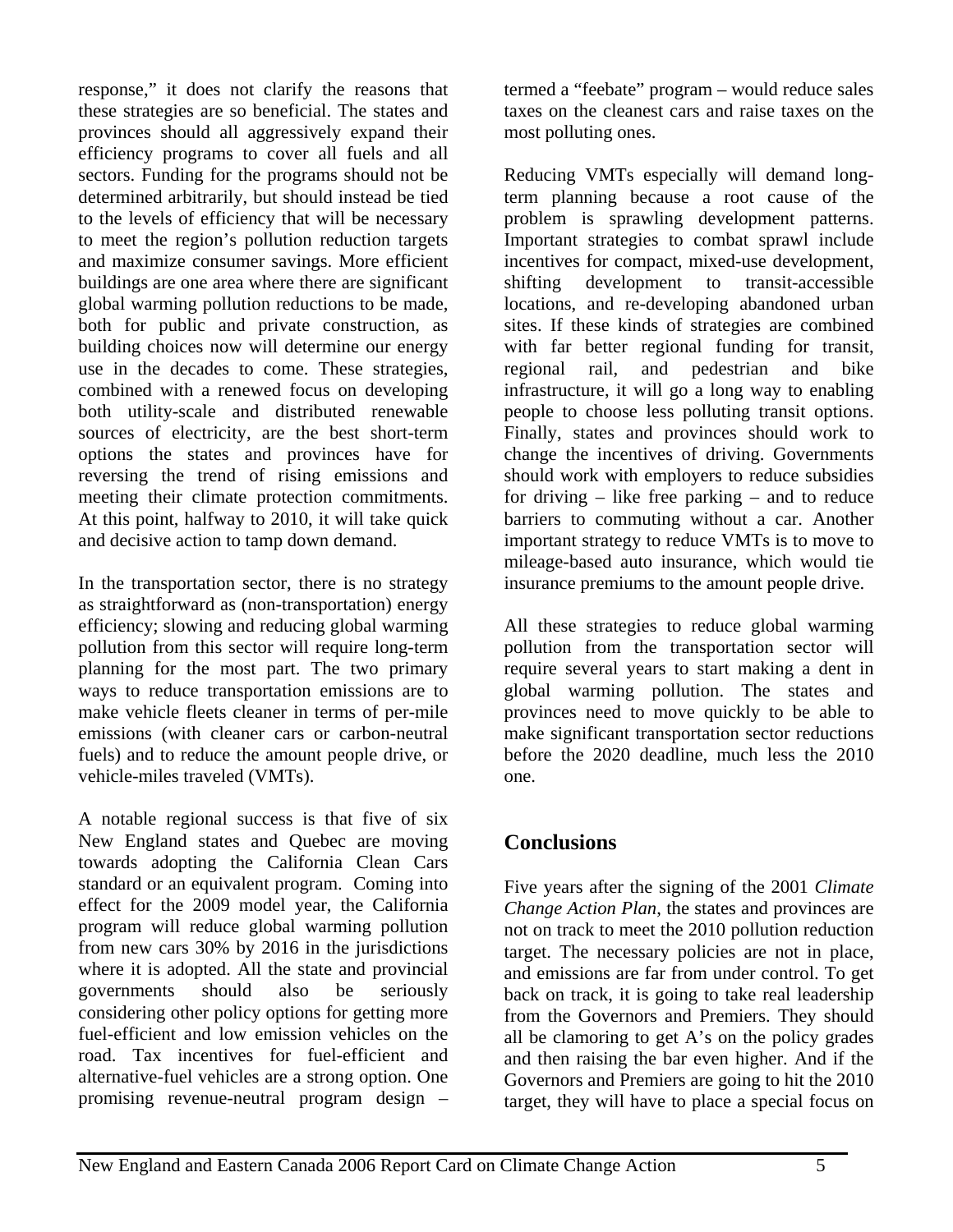response," it does not clarify the reasons that these strategies are so beneficial. The states and provinces should all aggressively expand their efficiency programs to cover all fuels and all sectors. Funding for the programs should not be determined arbitrarily, but should instead be tied to the levels of efficiency that will be necessary to meet the region's pollution reduction targets and maximize consumer savings. More efficient buildings are one area where there are significant global warming pollution reductions to be made, both for public and private construction, as building choices now will determine our energy use in the decades to come. These strategies, combined with a renewed focus on developing both utility-scale and distributed renewable sources of electricity, are the best short-term options the states and provinces have for reversing the trend of rising emissions and meeting their climate protection commitments. At this point, halfway to 2010, it will take quick and decisive action to tamp down demand.

In the transportation sector, there is no strategy as straightforward as (non-transportation) energy efficiency; slowing and reducing global warming pollution from this sector will require long-term planning for the most part. The two primary ways to reduce transportation emissions are to make vehicle fleets cleaner in terms of per-mile emissions (with cleaner cars or carbon-neutral fuels) and to reduce the amount people drive, or vehicle-miles traveled (VMTs).

A notable regional success is that five of six New England states and Quebec are moving towards adopting the California Clean Cars standard or an equivalent program. Coming into effect for the 2009 model year, the California program will reduce global warming pollution from new cars 30% by 2016 in the jurisdictions where it is adopted. All the state and provincial governments should also be seriously considering other policy options for getting more fuel-efficient and low emission vehicles on the road. Tax incentives for fuel-efficient and alternative-fuel vehicles are a strong option. One promising revenue-neutral program design – termed a "feebate" program – would reduce sales taxes on the cleanest cars and raise taxes on the most polluting ones.

Reducing VMTs especially will demand long-term planning because a root cause of the problem is sprawling development patterns. Important strategies to combat sprawl include incentives for compact, mixed-use development, shifting development to transit-accessible locations, and re-developing abandoned urban sites. If these kinds of strategies are combined with far better regional funding for transit, regional rail, and pedestrian and bike infrastructure, it will go a long way to enabling people to choose less polluting transit options. Finally, states and provinces should work to change the incentives of driving. Governments should work with employers to reduce subsidies for driving – like free parking – and to reduce barriers to commuting without a car. Another important strategy to reduce VMTs is to move to mileage-based auto insurance, which would tie insurance premiums to the amount people drive.

All these strategies to reduce global warming pollution from the transportation sector will require several years to start making a dent in global warming pollution. The states and provinces need to move quickly to be able to make significant transportation sector reductions before the 2020 deadline, much less the 2010 one.

## Conclusions

Five years after the signing of the 2001 *Climate Change Action Plan*, the states and provinces are not on track to meet the 2010 pollution reduction target. The necessary policies are not in place, and emissions are far from under control. To get back on track, it is going to take real leadership from the Governors and Premiers. They should all be clamoring to get A's on the policy grades and then raising the bar even higher. And if the Governors and Premiers are going to hit the 2010 target, they will have to place a special focus on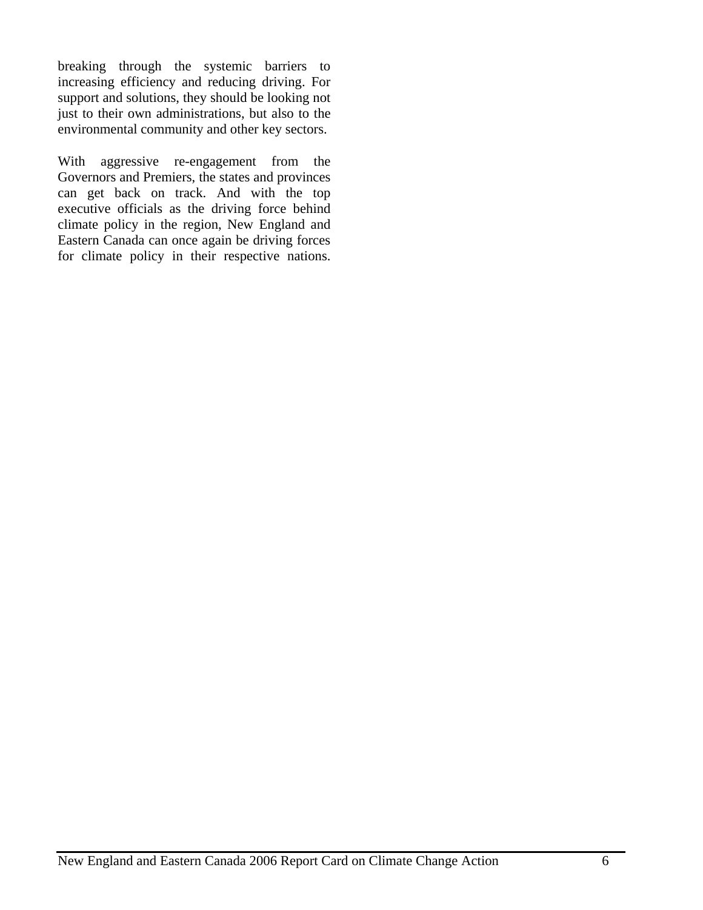breaking through the systemic barriers to increasing efficiency and reducing driving. For support and solutions, they should be looking not just to their own administrations, but also to the environmental community and other key sectors.

With aggressive re-engagement from the Governors and Premiers, the states and provinces can get back on track. And with the top executive officials as the driving force behind climate policy in the region, New England and Eastern Canada can once again be driving forces for climate policy in their respective nations.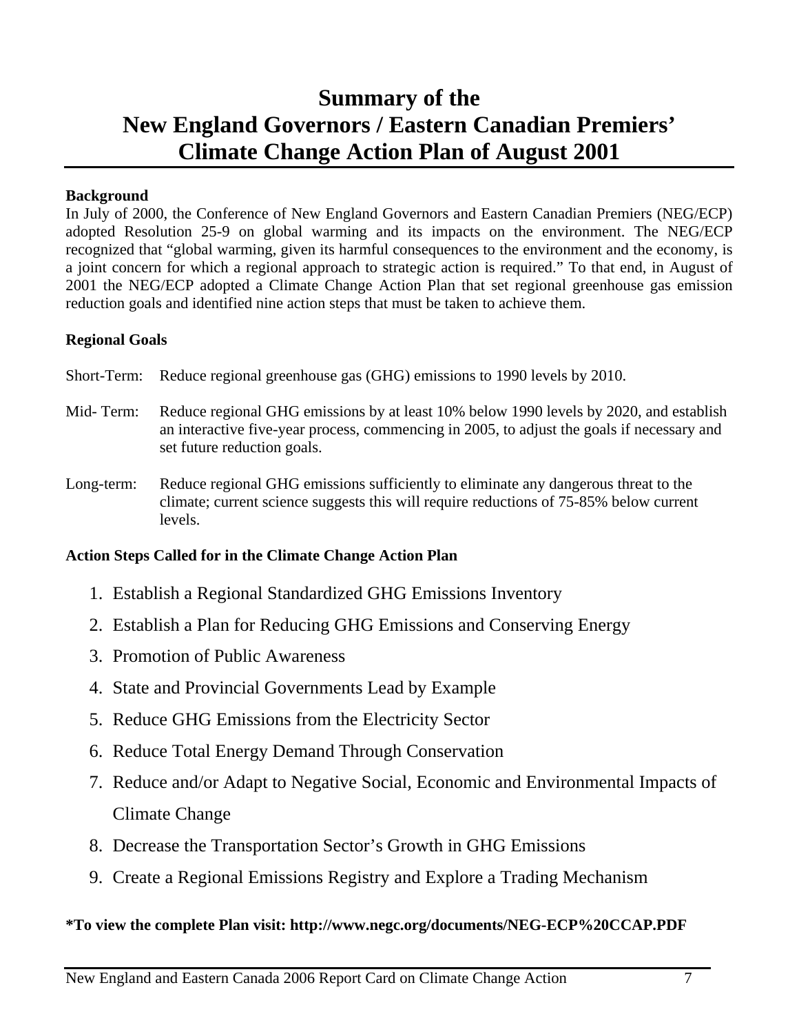# Summary of the New England Governors / Eastern Canadian Premiers' Climate Change Action Plan of August 2001

**Background**

In July of 2000, the Conference of New England Governors and Eastern Canadian Premiers (NEG/ECP) adopted Resolution 25-9 on global warming and its impacts on the environment. The NEG/ECP recognized that "global warming, given its harmful consequences to the environment and the economy, is a joint concern for which a regional approach to strategic action is required." To that end, in August of 2001 the NEG/ECP adopted a Climate Change Action Plan that set regional greenhouse gas emission reduction goals and identified nine action steps that must be taken to achieve them.

**Regional Goals**

Short-Term: Reduce regional greenhouse gas (GHG) emissions to 1990 levels by 2010.

Mid- Term: Reduce regional GHG emissions by at least 10% below 1990 levels by 2020, and establish an interactive five-year process, commencing in 2005, to adjust the goals if necessary and set future reduction goals.

Long-term: Reduce regional GHG emissions sufficiently to eliminate any dangerous threat to the climate; current science suggests this will require reductions of 75-85% below current levels.

**Action Steps Called for in the Climate Change Action Plan**

1. Establish a Regional Standardized GHG Emissions Inventory
2. Establish a Plan for Reducing GHG Emissions and Conserving Energy
3. Promotion of Public Awareness
4. State and Provincial Governments Lead by Example
5. Reduce GHG Emissions from the Electricity Sector
6. Reduce Total Energy Demand Through Conservation
7. Reduce and/or Adapt to Negative Social, Economic and Environmental Impacts of Climate Change
8. Decrease the Transportation Sector's Growth in GHG Emissions
9. Create a Regional Emissions Registry and Explore a Trading Mechanism

**\*To view the complete Plan visit: http://www.negc.org/documents/NEG-ECP%20CCAP.PDF**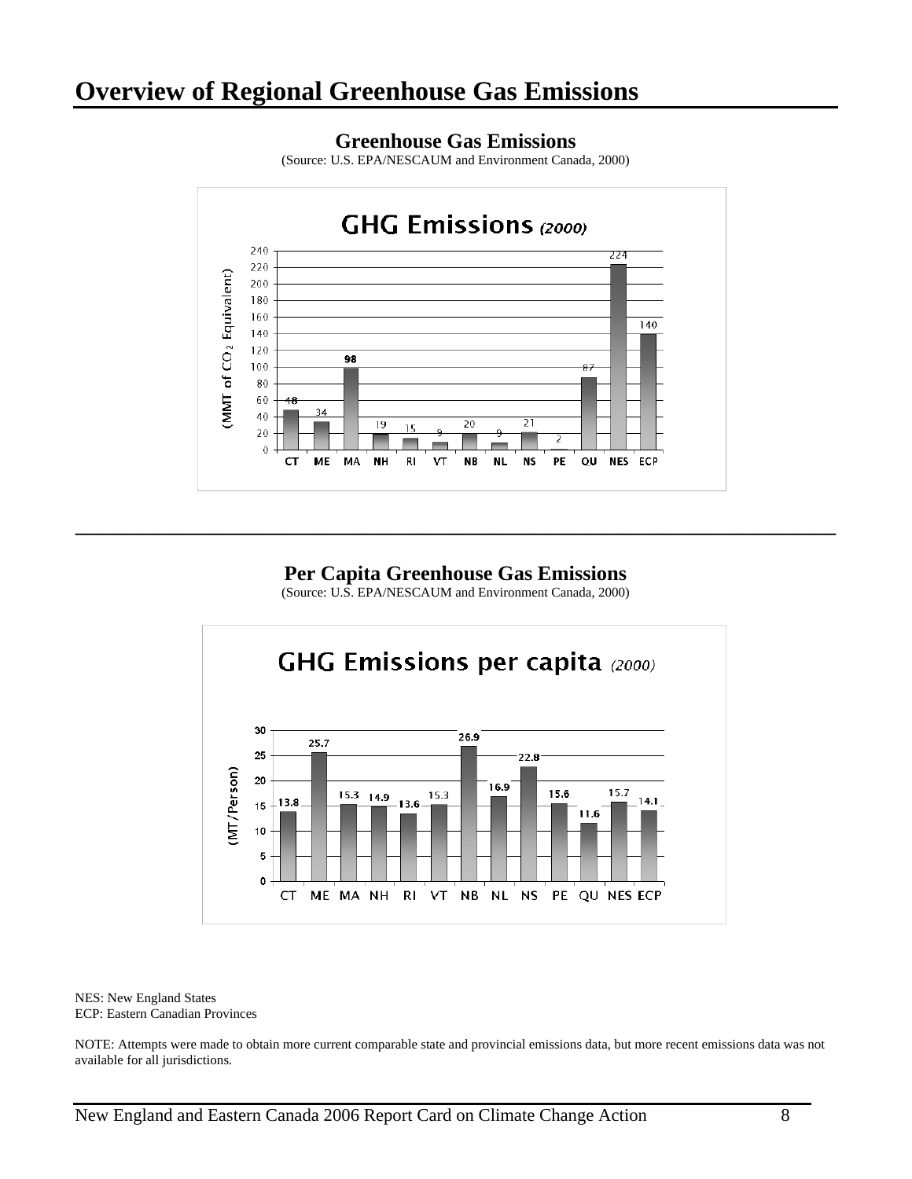# Overview of Regional Greenhouse Gas Emissions

### Greenhouse Gas Emissions

(Source: U.S. EPA/NESCAUM and Environment Canada, 2000)

**GHG Emissions** *(2000)*

(MMT of $CO_2$ Equivalent)

| CT | ME | MA | NH | RI | VT | NB | NL | NS | PE | QU | NES | ECP |
|---|---|---|---|---|---|---|---|---|---|---|---|---|
| 48 | 34 | 98 | 19 | 15 | 9 | 20 | 9 | 21 | 2 | 87 | 224 | 140 |

---

### Per Capita Greenhouse Gas Emissions

(Source: U.S. EPA/NESCAUM and Environment Canada, 2000)

**GHG Emissions per capita** *(2000)*

(MT/Person)

| CT | ME | MA | NH | RI | VT | NB | NL | NS | PE | QU | NES | ECP |
|---|---|---|---|---|---|---|---|---|---|---|---|---|
| 13.8 | 25.7 | 15.3 | 14.9 | 13.6 | 15.3 | 26.9 | 16.9 | 22.8 | 15.6 | 11.6 | 15.7 | 14.1 |

NES: New England States
ECP: Eastern Canadian Provinces

NOTE: Attempts were made to obtain more current comparable state and provincial emissions data, but more recent emissions data was not available for all jurisdictions.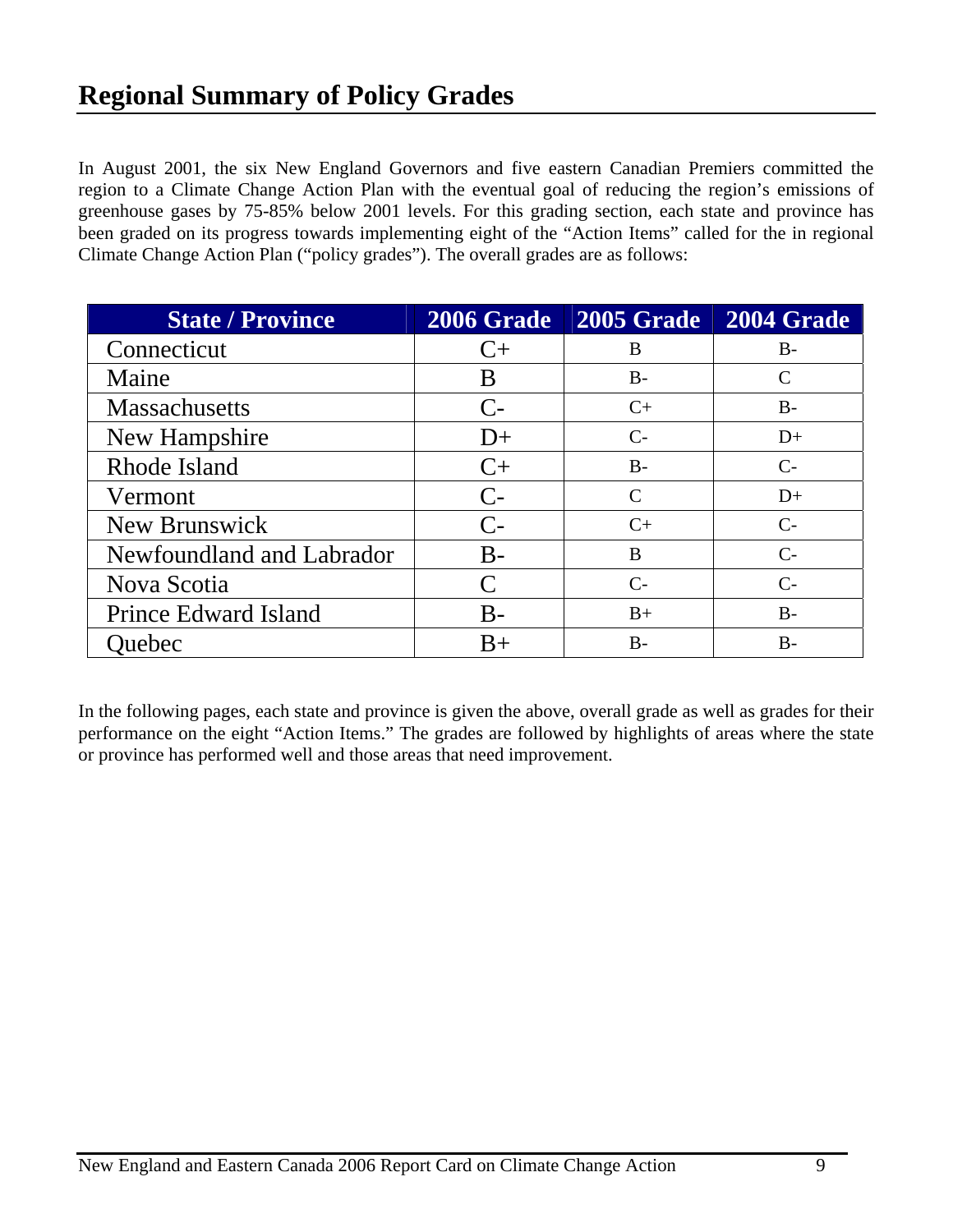# Regional Summary of Policy Grades

In August 2001, the six New England Governors and five eastern Canadian Premiers committed the region to a Climate Change Action Plan with the eventual goal of reducing the region's emissions of greenhouse gases by 75-85% below 2001 levels. For this grading section, each state and province has been graded on its progress towards implementing eight of the "Action Items" called for the in regional Climate Change Action Plan ("policy grades"). The overall grades are as follows:

| State / Province | 2006 Grade | 2005 Grade | 2004 Grade |
|---|---|---|---|
| Connecticut | C+ | B | B- |
| Maine | B | B- | C |
| Massachusetts | C- | C+ | B- |
| New Hampshire | D+ | C- | D+ |
| Rhode Island | C+ | B- | C- |
| Vermont | C- | C | D+ |
| New Brunswick | C- | C+ | C- |
| Newfoundland and Labrador | B- | B | C- |
| Nova Scotia | C | C- | C- |
| Prince Edward Island | B- | B+ | B- |
| Quebec | B+ | B- | B- |

In the following pages, each state and province is given the above, overall grade as well as grades for their performance on the eight "Action Items." The grades are followed by highlights of areas where the state or province has performed well and those areas that need improvement.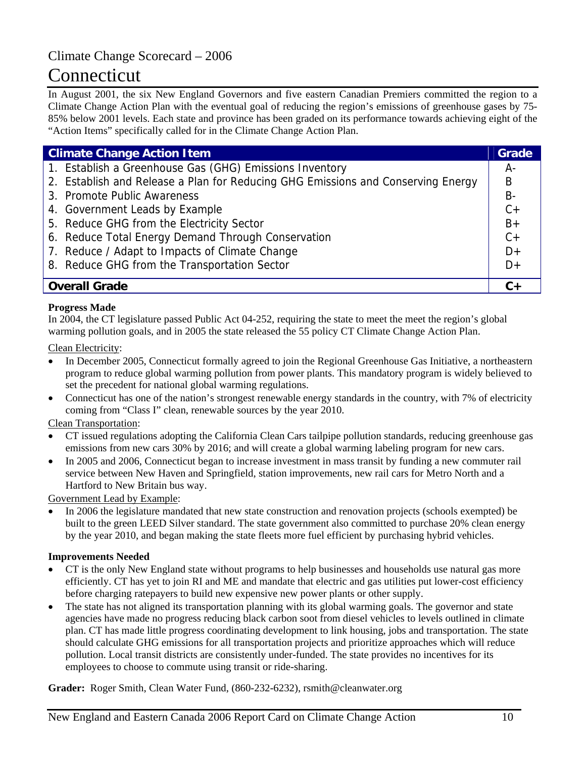Climate Change Scorecard – 2006

# Connecticut

In August 2001, the six New England Governors and five eastern Canadian Premiers committed the region to a Climate Change Action Plan with the eventual goal of reducing the region's emissions of greenhouse gases by 75-85% below 2001 levels. Each state and province has been graded on its performance towards achieving eight of the "Action Items" specifically called for in the Climate Change Action Plan.

| Climate Change Action Item | Grade |
|---|---|
| 1. Establish a Greenhouse Gas (GHG) Emissions Inventory | A- |
| 2. Establish and Release a Plan for Reducing GHG Emissions and Conserving Energy | B |
| 3. Promote Public Awareness | B- |
| 4. Government Leads by Example | C+ |
| 5. Reduce GHG from the Electricity Sector | B+ |
| 6. Reduce Total Energy Demand Through Conservation | C+ |
| 7. Reduce / Adapt to Impacts of Climate Change | D+ |
| 8. Reduce GHG from the Transportation Sector | D+ |
| **Overall Grade** | **C+** |

**Progress Made**

In 2004, the CT legislature passed Public Act 04-252, requiring the state to meet the meet the region's global warming pollution goals, and in 2005 the state released the 55 policy CT Climate Change Action Plan.

Clean Electricity:

- In December 2005, Connecticut formally agreed to join the Regional Greenhouse Gas Initiative, a northeastern program to reduce global warming pollution from power plants. This mandatory program is widely believed to set the precedent for national global warming regulations.
- Connecticut has one of the nation's strongest renewable energy standards in the country, with 7% of electricity coming from "Class I" clean, renewable sources by the year 2010.

Clean Transportation:

- CT issued regulations adopting the California Clean Cars tailpipe pollution standards, reducing greenhouse gas emissions from new cars 30% by 2016; and will create a global warming labeling program for new cars.
- In 2005 and 2006, Connecticut began to increase investment in mass transit by funding a new commuter rail service between New Haven and Springfield, station improvements, new rail cars for Metro North and a Hartford to New Britain bus way.

Government Lead by Example:

- In 2006 the legislature mandated that new state construction and renovation projects (schools exempted) be built to the green LEED Silver standard. The state government also committed to purchase 20% clean energy by the year 2010, and began making the state fleets more fuel efficient by purchasing hybrid vehicles.

**Improvements Needed**

- CT is the only New England state without programs to help businesses and households use natural gas more efficiently. CT has yet to join RI and ME and mandate that electric and gas utilities put lower-cost efficiency before charging ratepayers to build new expensive new power plants or other supply.
- The state has not aligned its transportation planning with its global warming goals. The governor and state agencies have made no progress reducing black carbon soot from diesel vehicles to levels outlined in climate plan. CT has made little progress coordinating development to link housing, jobs and transportation. The state should calculate GHG emissions for all transportation projects and prioritize approaches which will reduce pollution. Local transit districts are consistently under-funded. The state provides no incentives for its employees to choose to commute using transit or ride-sharing.

**Grader:** Roger Smith, Clean Water Fund, (860-232-6232), rsmith@cleanwater.org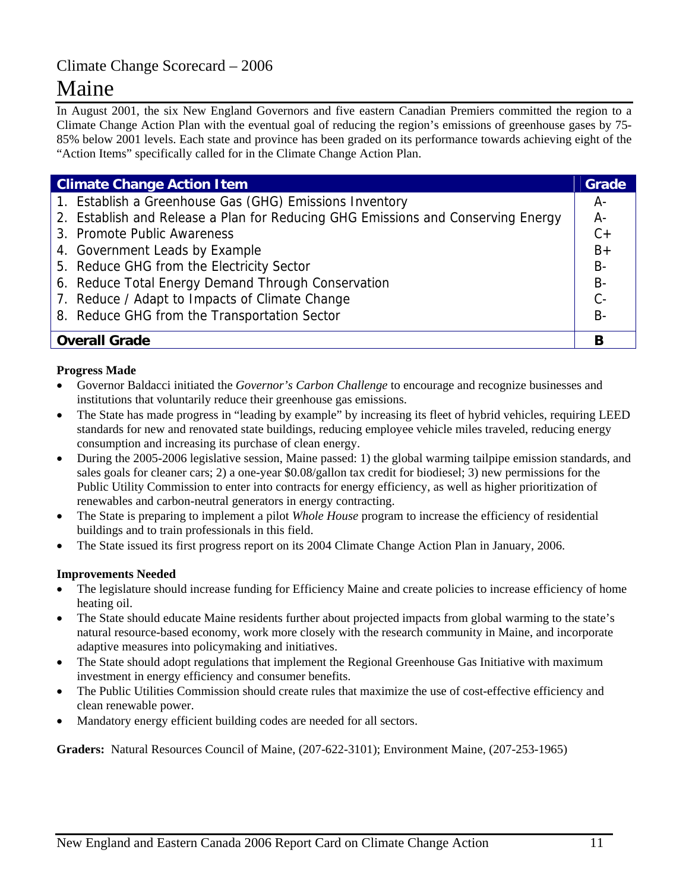Climate Change Scorecard – 2006

# Maine

In August 2001, the six New England Governors and five eastern Canadian Premiers committed the region to a Climate Change Action Plan with the eventual goal of reducing the region's emissions of greenhouse gases by 75-85% below 2001 levels. Each state and province has been graded on its performance towards achieving eight of the "Action Items" specifically called for in the Climate Change Action Plan.

| Climate Change Action Item | Grade |
|---|---|
| 1. Establish a Greenhouse Gas (GHG) Emissions Inventory | A- |
| 2. Establish and Release a Plan for Reducing GHG Emissions and Conserving Energy | A- |
| 3. Promote Public Awareness | C+ |
| 4. Government Leads by Example | B+ |
| 5. Reduce GHG from the Electricity Sector | B- |
| 6. Reduce Total Energy Demand Through Conservation | B- |
| 7. Reduce / Adapt to Impacts of Climate Change | C- |
| 8. Reduce GHG from the Transportation Sector | B- |
| **Overall Grade** | **B** |

**Progress Made**

- Governor Baldacci initiated the *Governor's Carbon Challenge* to encourage and recognize businesses and institutions that voluntarily reduce their greenhouse gas emissions.
- The State has made progress in "leading by example" by increasing its fleet of hybrid vehicles, requiring LEED standards for new and renovated state buildings, reducing employee vehicle miles traveled, reducing energy consumption and increasing its purchase of clean energy.
- During the 2005-2006 legislative session, Maine passed: 1) the global warming tailpipe emission standards, and sales goals for cleaner cars; 2) a one-year $0.08/gallon tax credit for biodiesel; 3) new permissions for the Public Utility Commission to enter into contracts for energy efficiency, as well as higher prioritization of renewables and carbon-neutral generators in energy contracting.
- The State is preparing to implement a pilot *Whole House* program to increase the efficiency of residential buildings and to train professionals in this field.
- The State issued its first progress report on its 2004 Climate Change Action Plan in January, 2006.

**Improvements Needed**

- The legislature should increase funding for Efficiency Maine and create policies to increase efficiency of home heating oil.
- The State should educate Maine residents further about projected impacts from global warming to the state's natural resource-based economy, work more closely with the research community in Maine, and incorporate adaptive measures into policymaking and initiatives.
- The State should adopt regulations that implement the Regional Greenhouse Gas Initiative with maximum investment in energy efficiency and consumer benefits.
- The Public Utilities Commission should create rules that maximize the use of cost-effective efficiency and clean renewable power.
- Mandatory energy efficient building codes are needed for all sectors.

**Graders:** Natural Resources Council of Maine, (207-622-3101); Environment Maine, (207-253-1965)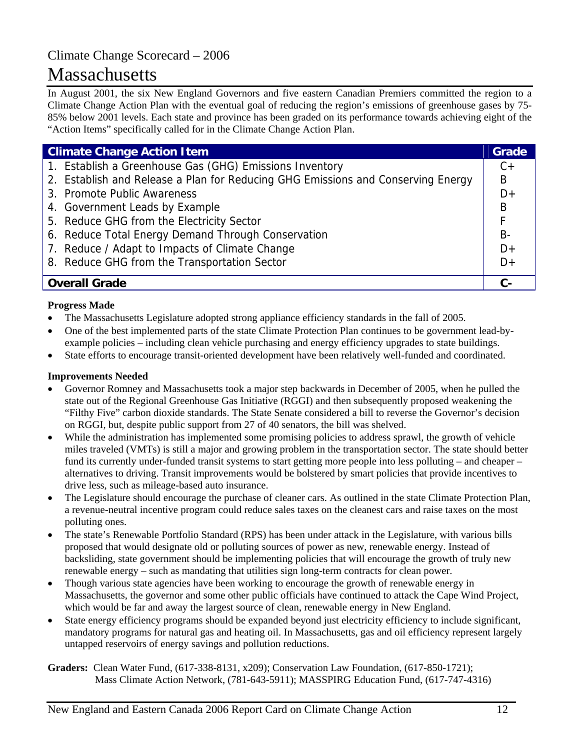Climate Change Scorecard – 2006

# Massachusetts

In August 2001, the six New England Governors and five eastern Canadian Premiers committed the region to a Climate Change Action Plan with the eventual goal of reducing the region's emissions of greenhouse gases by 75-85% below 2001 levels. Each state and province has been graded on its performance towards achieving eight of the "Action Items" specifically called for in the Climate Change Action Plan.

| Climate Change Action Item | Grade |
|---|---|
| 1. Establish a Greenhouse Gas (GHG) Emissions Inventory | C+ |
| 2. Establish and Release a Plan for Reducing GHG Emissions and Conserving Energy | B |
| 3. Promote Public Awareness | D+ |
| 4. Government Leads by Example | B |
| 5. Reduce GHG from the Electricity Sector | F |
| 6. Reduce Total Energy Demand Through Conservation | B- |
| 7. Reduce / Adapt to Impacts of Climate Change | D+ |
| 8. Reduce GHG from the Transportation Sector | D+ |
| **Overall Grade** | **C-** |

**Progress Made**

- The Massachusetts Legislature adopted strong appliance efficiency standards in the fall of 2005.
- One of the best implemented parts of the state Climate Protection Plan continues to be government lead-by-example policies – including clean vehicle purchasing and energy efficiency upgrades to state buildings.
- State efforts to encourage transit-oriented development have been relatively well-funded and coordinated.

**Improvements Needed**

- Governor Romney and Massachusetts took a major step backwards in December of 2005, when he pulled the state out of the Regional Greenhouse Gas Initiative (RGGI) and then subsequently proposed weakening the "Filthy Five" carbon dioxide standards. The State Senate considered a bill to reverse the Governor's decision on RGGI, but, despite public support from 27 of 40 senators, the bill was shelved.
- While the administration has implemented some promising policies to address sprawl, the growth of vehicle miles traveled (VMTs) is still a major and growing problem in the transportation sector. The state should better fund its currently under-funded transit systems to start getting more people into less polluting – and cheaper – alternatives to driving. Transit improvements would be bolstered by smart policies that provide incentives to drive less, such as mileage-based auto insurance.
- The Legislature should encourage the purchase of cleaner cars. As outlined in the state Climate Protection Plan, a revenue-neutral incentive program could reduce sales taxes on the cleanest cars and raise taxes on the most polluting ones.
- The state's Renewable Portfolio Standard (RPS) has been under attack in the Legislature, with various bills proposed that would designate old or polluting sources of power as new, renewable energy. Instead of backsliding, state government should be implementing policies that will encourage the growth of truly new renewable energy – such as mandating that utilities sign long-term contracts for clean power.
- Though various state agencies have been working to encourage the growth of renewable energy in Massachusetts, the governor and some other public officials have continued to attack the Cape Wind Project, which would be far and away the largest source of clean, renewable energy in New England.
- State energy efficiency programs should be expanded beyond just electricity efficiency to include significant, mandatory programs for natural gas and heating oil. In Massachusetts, gas and oil efficiency represent largely untapped reservoirs of energy savings and pollution reductions.

**Graders:** Clean Water Fund, (617-338-8131, x209); Conservation Law Foundation, (617-850-1721); Mass Climate Action Network, (781-643-5911); MASSPIRG Education Fund, (617-747-4316)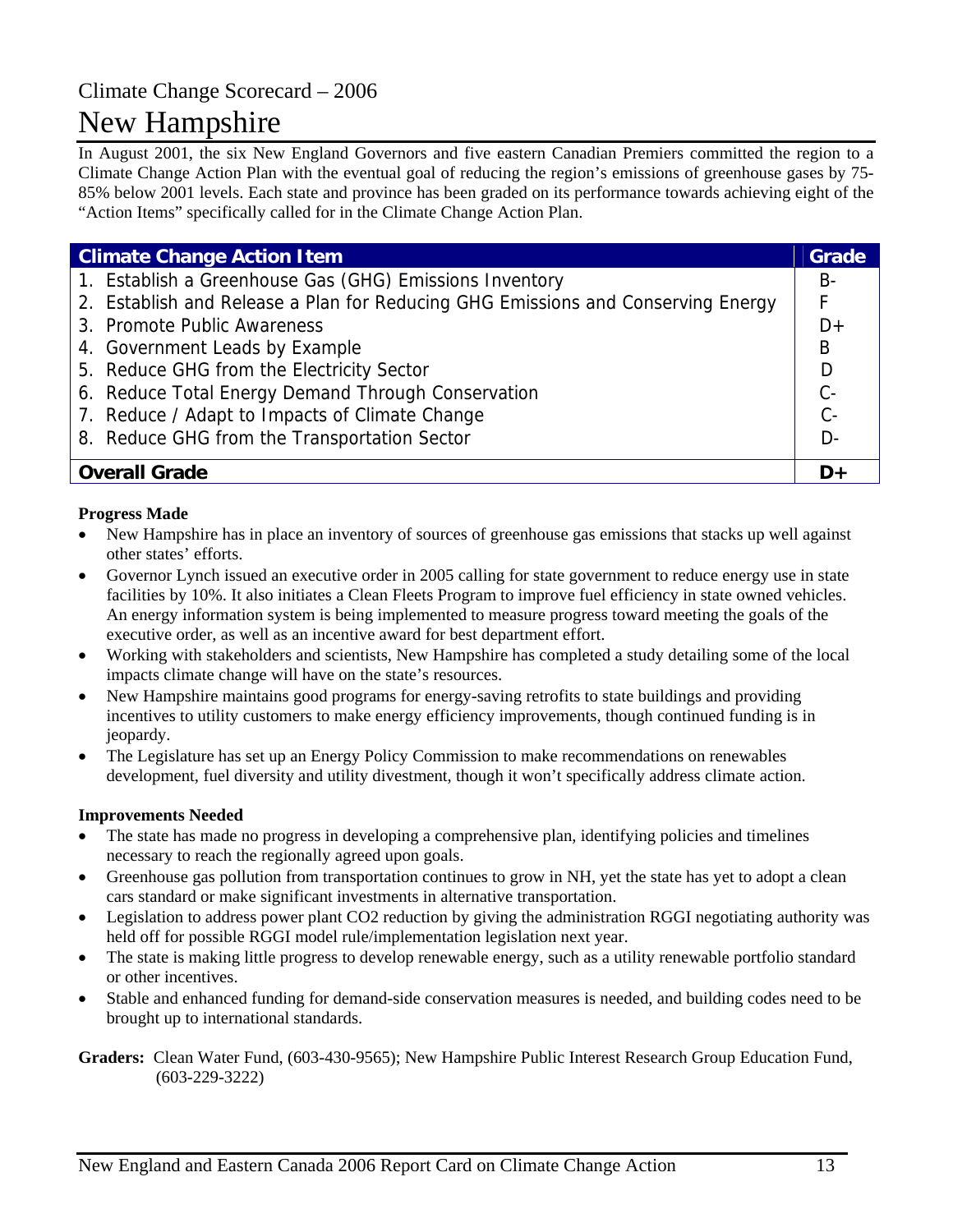Climate Change Scorecard – 2006

# New Hampshire

In August 2001, the six New England Governors and five eastern Canadian Premiers committed the region to a Climate Change Action Plan with the eventual goal of reducing the region's emissions of greenhouse gases by 75-85% below 2001 levels. Each state and province has been graded on its performance towards achieving eight of the "Action Items" specifically called for in the Climate Change Action Plan.

| Climate Change Action Item | Grade |
|---|---|
| 1. Establish a Greenhouse Gas (GHG) Emissions Inventory | B- |
| 2. Establish and Release a Plan for Reducing GHG Emissions and Conserving Energy | F |
| 3. Promote Public Awareness | D+ |
| 4. Government Leads by Example | B |
| 5. Reduce GHG from the Electricity Sector | D |
| 6. Reduce Total Energy Demand Through Conservation | C- |
| 7. Reduce / Adapt to Impacts of Climate Change | C- |
| 8. Reduce GHG from the Transportation Sector | D- |
| **Overall Grade** | **D+** |

**Progress Made**

- New Hampshire has in place an inventory of sources of greenhouse gas emissions that stacks up well against other states' efforts.
- Governor Lynch issued an executive order in 2005 calling for state government to reduce energy use in state facilities by 10%. It also initiates a Clean Fleets Program to improve fuel efficiency in state owned vehicles. An energy information system is being implemented to measure progress toward meeting the goals of the executive order, as well as an incentive award for best department effort.
- Working with stakeholders and scientists, New Hampshire has completed a study detailing some of the local impacts climate change will have on the state's resources.
- New Hampshire maintains good programs for energy-saving retrofits to state buildings and providing incentives to utility customers to make energy efficiency improvements, though continued funding is in jeopardy.
- The Legislature has set up an Energy Policy Commission to make recommendations on renewables development, fuel diversity and utility divestment, though it won't specifically address climate action.

**Improvements Needed**

- The state has made no progress in developing a comprehensive plan, identifying policies and timelines necessary to reach the regionally agreed upon goals.
- Greenhouse gas pollution from transportation continues to grow in NH, yet the state has yet to adopt a clean cars standard or make significant investments in alternative transportation.
- Legislation to address power plant CO2 reduction by giving the administration RGGI negotiating authority was held off for possible RGGI model rule/implementation legislation next year.
- The state is making little progress to develop renewable energy, such as a utility renewable portfolio standard or other incentives.
- Stable and enhanced funding for demand-side conservation measures is needed, and building codes need to be brought up to international standards.

**Graders:** Clean Water Fund, (603-430-9565); New Hampshire Public Interest Research Group Education Fund, (603-229-3222)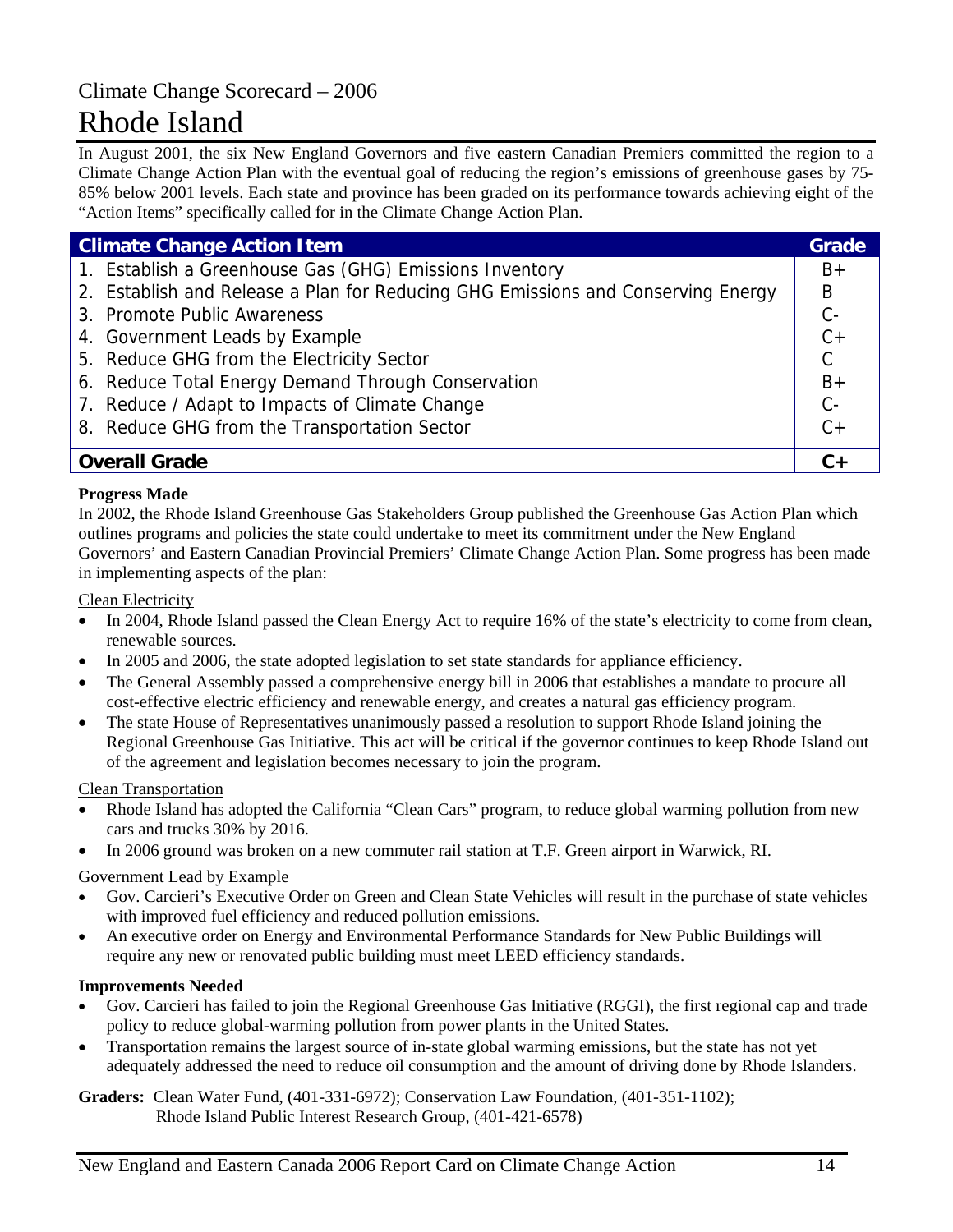Climate Change Scorecard – 2006

# Rhode Island

In August 2001, the six New England Governors and five eastern Canadian Premiers committed the region to a Climate Change Action Plan with the eventual goal of reducing the region's emissions of greenhouse gases by 75-85% below 2001 levels. Each state and province has been graded on its performance towards achieving eight of the "Action Items" specifically called for in the Climate Change Action Plan.

| Climate Change Action Item | Grade |
|---|---|
| 1. Establish a Greenhouse Gas (GHG) Emissions Inventory | B+ |
| 2. Establish and Release a Plan for Reducing GHG Emissions and Conserving Energy | B |
| 3. Promote Public Awareness | C- |
| 4. Government Leads by Example | C+ |
| 5. Reduce GHG from the Electricity Sector | C |
| 6. Reduce Total Energy Demand Through Conservation | B+ |
| 7. Reduce / Adapt to Impacts of Climate Change | C- |
| 8. Reduce GHG from the Transportation Sector | C+ |
| **Overall Grade** | **C+** |

**Progress Made**

In 2002, the Rhode Island Greenhouse Gas Stakeholders Group published the Greenhouse Gas Action Plan which outlines programs and policies the state could undertake to meet its commitment under the New England Governors' and Eastern Canadian Provincial Premiers' Climate Change Action Plan. Some progress has been made in implementing aspects of the plan:

Clean Electricity

- In 2004, Rhode Island passed the Clean Energy Act to require 16% of the state's electricity to come from clean, renewable sources.
- In 2005 and 2006, the state adopted legislation to set state standards for appliance efficiency.
- The General Assembly passed a comprehensive energy bill in 2006 that establishes a mandate to procure all cost-effective electric efficiency and renewable energy, and creates a natural gas efficiency program.
- The state House of Representatives unanimously passed a resolution to support Rhode Island joining the Regional Greenhouse Gas Initiative. This act will be critical if the governor continues to keep Rhode Island out of the agreement and legislation becomes necessary to join the program.

Clean Transportation

- Rhode Island has adopted the California "Clean Cars" program, to reduce global warming pollution from new cars and trucks 30% by 2016.
- In 2006 ground was broken on a new commuter rail station at T.F. Green airport in Warwick, RI.

Government Lead by Example

- Gov. Carcieri's Executive Order on Green and Clean State Vehicles will result in the purchase of state vehicles with improved fuel efficiency and reduced pollution emissions.
- An executive order on Energy and Environmental Performance Standards for New Public Buildings will require any new or renovated public building must meet LEED efficiency standards.

**Improvements Needed**

- Gov. Carcieri has failed to join the Regional Greenhouse Gas Initiative (RGGI), the first regional cap and trade policy to reduce global-warming pollution from power plants in the United States.
- Transportation remains the largest source of in-state global warming emissions, but the state has not yet adequately addressed the need to reduce oil consumption and the amount of driving done by Rhode Islanders.

**Graders:** Clean Water Fund, (401-331-6972); Conservation Law Foundation, (401-351-1102); Rhode Island Public Interest Research Group, (401-421-6578)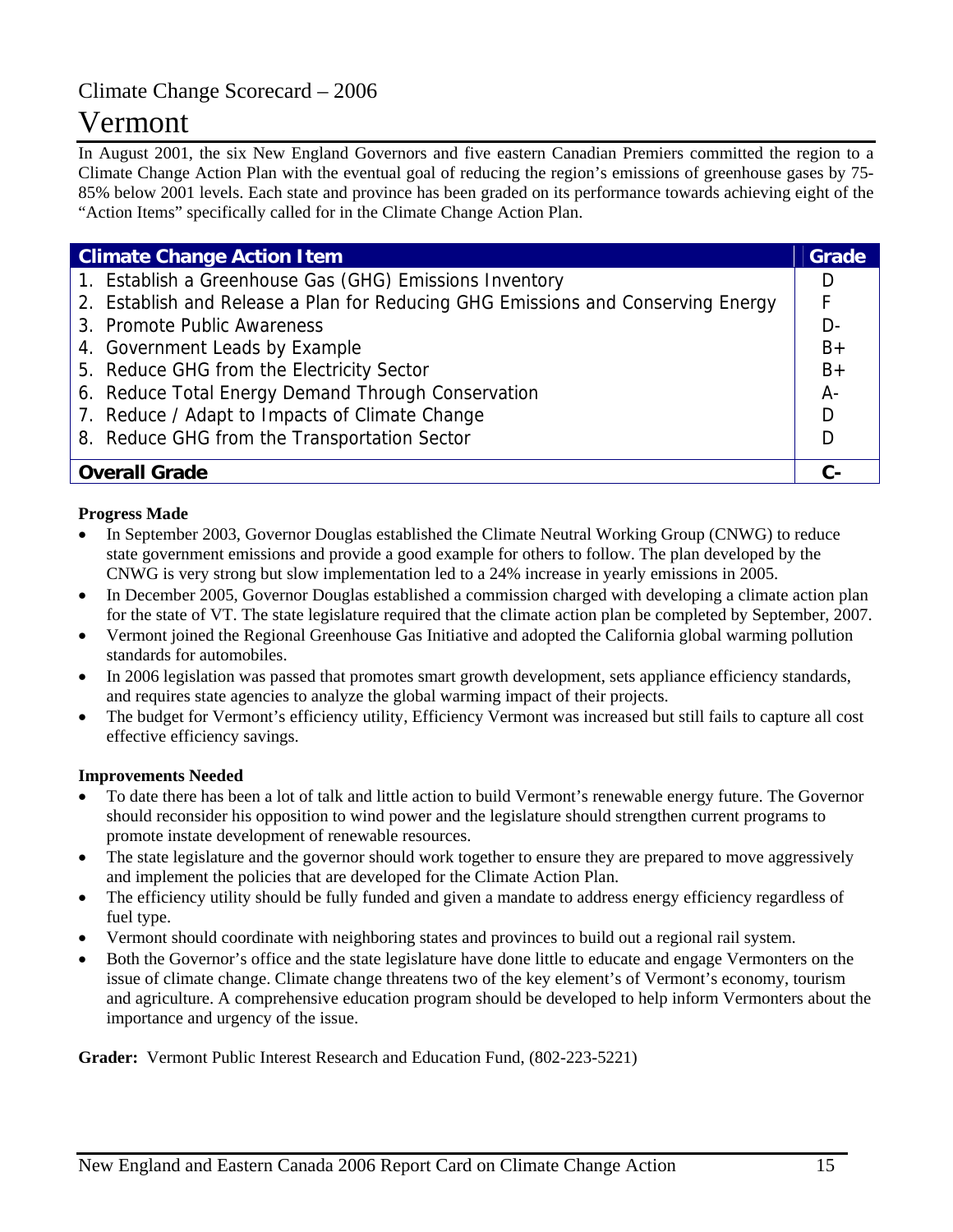## Climate Change Scorecard – 2006

# Vermont

In August 2001, the six New England Governors and five eastern Canadian Premiers committed the region to a Climate Change Action Plan with the eventual goal of reducing the region's emissions of greenhouse gases by 75-85% below 2001 levels. Each state and province has been graded on its performance towards achieving eight of the "Action Items" specifically called for in the Climate Change Action Plan.

| Climate Change Action Item | Grade |
|---|---|
| 1. Establish a Greenhouse Gas (GHG) Emissions Inventory | D |
| 2. Establish and Release a Plan for Reducing GHG Emissions and Conserving Energy | F |
| 3. Promote Public Awareness | D- |
| 4. Government Leads by Example | B+ |
| 5. Reduce GHG from the Electricity Sector | B+ |
| 6. Reduce Total Energy Demand Through Conservation | A- |
| 7. Reduce / Adapt to Impacts of Climate Change | D |
| 8. Reduce GHG from the Transportation Sector | D |
| **Overall Grade** | **C-** |

**Progress Made**

- In September 2003, Governor Douglas established the Climate Neutral Working Group (CNWG) to reduce state government emissions and provide a good example for others to follow. The plan developed by the CNWG is very strong but slow implementation led to a 24% increase in yearly emissions in 2005.
- In December 2005, Governor Douglas established a commission charged with developing a climate action plan for the state of VT. The state legislature required that the climate action plan be completed by September, 2007.
- Vermont joined the Regional Greenhouse Gas Initiative and adopted the California global warming pollution standards for automobiles.
- In 2006 legislation was passed that promotes smart growth development, sets appliance efficiency standards, and requires state agencies to analyze the global warming impact of their projects.
- The budget for Vermont's efficiency utility, Efficiency Vermont was increased but still fails to capture all cost effective efficiency savings.

**Improvements Needed**

- To date there has been a lot of talk and little action to build Vermont's renewable energy future. The Governor should reconsider his opposition to wind power and the legislature should strengthen current programs to promote instate development of renewable resources.
- The state legislature and the governor should work together to ensure they are prepared to move aggressively and implement the policies that are developed for the Climate Action Plan.
- The efficiency utility should be fully funded and given a mandate to address energy efficiency regardless of fuel type.
- Vermont should coordinate with neighboring states and provinces to build out a regional rail system.
- Both the Governor's office and the state legislature have done little to educate and engage Vermonters on the issue of climate change. Climate change threatens two of the key element's of Vermont's economy, tourism and agriculture. A comprehensive education program should be developed to help inform Vermonters about the importance and urgency of the issue.

**Grader:** Vermont Public Interest Research and Education Fund, (802-223-5221)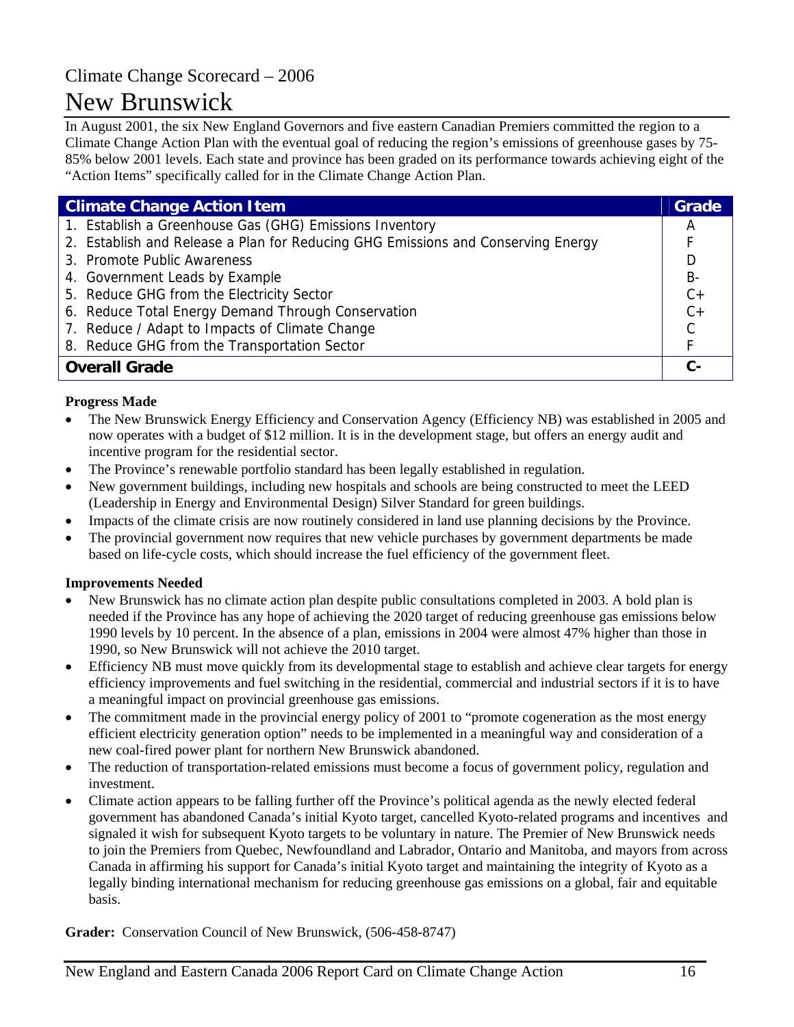Climate Change Scorecard – 2006

# New Brunswick

In August 2001, the six New England Governors and five eastern Canadian Premiers committed the region to a Climate Change Action Plan with the eventual goal of reducing the region's emissions of greenhouse gases by 75-85% below 2001 levels. Each state and province has been graded on its performance towards achieving eight of the "Action Items" specifically called for in the Climate Change Action Plan.

| Climate Change Action Item | Grade |
|---|---|
| 1. Establish a Greenhouse Gas (GHG) Emissions Inventory | A |
| 2. Establish and Release a Plan for Reducing GHG Emissions and Conserving Energy | F |
| 3. Promote Public Awareness | D |
| 4. Government Leads by Example | B- |
| 5. Reduce GHG from the Electricity Sector | C+ |
| 6. Reduce Total Energy Demand Through Conservation | C+ |
| 7. Reduce / Adapt to Impacts of Climate Change | C |
| 8. Reduce GHG from the Transportation Sector | F |
| **Overall Grade** | **C-** |

**Progress Made**

- The New Brunswick Energy Efficiency and Conservation Agency (Efficiency NB) was established in 2005 and now operates with a budget of $12 million. It is in the development stage, but offers an energy audit and incentive program for the residential sector.
- The Province's renewable portfolio standard has been legally established in regulation.
- New government buildings, including new hospitals and schools are being constructed to meet the LEED (Leadership in Energy and Environmental Design) Silver Standard for green buildings.
- Impacts of the climate crisis are now routinely considered in land use planning decisions by the Province.
- The provincial government now requires that new vehicle purchases by government departments be made based on life-cycle costs, which should increase the fuel efficiency of the government fleet.

**Improvements Needed**

- New Brunswick has no climate action plan despite public consultations completed in 2003. A bold plan is needed if the Province has any hope of achieving the 2020 target of reducing greenhouse gas emissions below 1990 levels by 10 percent. In the absence of a plan, emissions in 2004 were almost 47% higher than those in 1990, so New Brunswick will not achieve the 2010 target.
- Efficiency NB must move quickly from its developmental stage to establish and achieve clear targets for energy efficiency improvements and fuel switching in the residential, commercial and industrial sectors if it is to have a meaningful impact on provincial greenhouse gas emissions.
- The commitment made in the provincial energy policy of 2001 to "promote cogeneration as the most energy efficient electricity generation option" needs to be implemented in a meaningful way and consideration of a new coal-fired power plant for northern New Brunswick abandoned.
- The reduction of transportation-related emissions must become a focus of government policy, regulation and investment.
- Climate action appears to be falling further off the Province's political agenda as the newly elected federal government has abandoned Canada's initial Kyoto target, cancelled Kyoto-related programs and incentives and signaled it wish for subsequent Kyoto targets to be voluntary in nature. The Premier of New Brunswick needs to join the Premiers from Quebec, Newfoundland and Labrador, Ontario and Manitoba, and mayors from across Canada in affirming his support for Canada's initial Kyoto target and maintaining the integrity of Kyoto as a legally binding international mechanism for reducing greenhouse gas emissions on a global, fair and equitable basis.

**Grader:** Conservation Council of New Brunswick, (506-458-8747)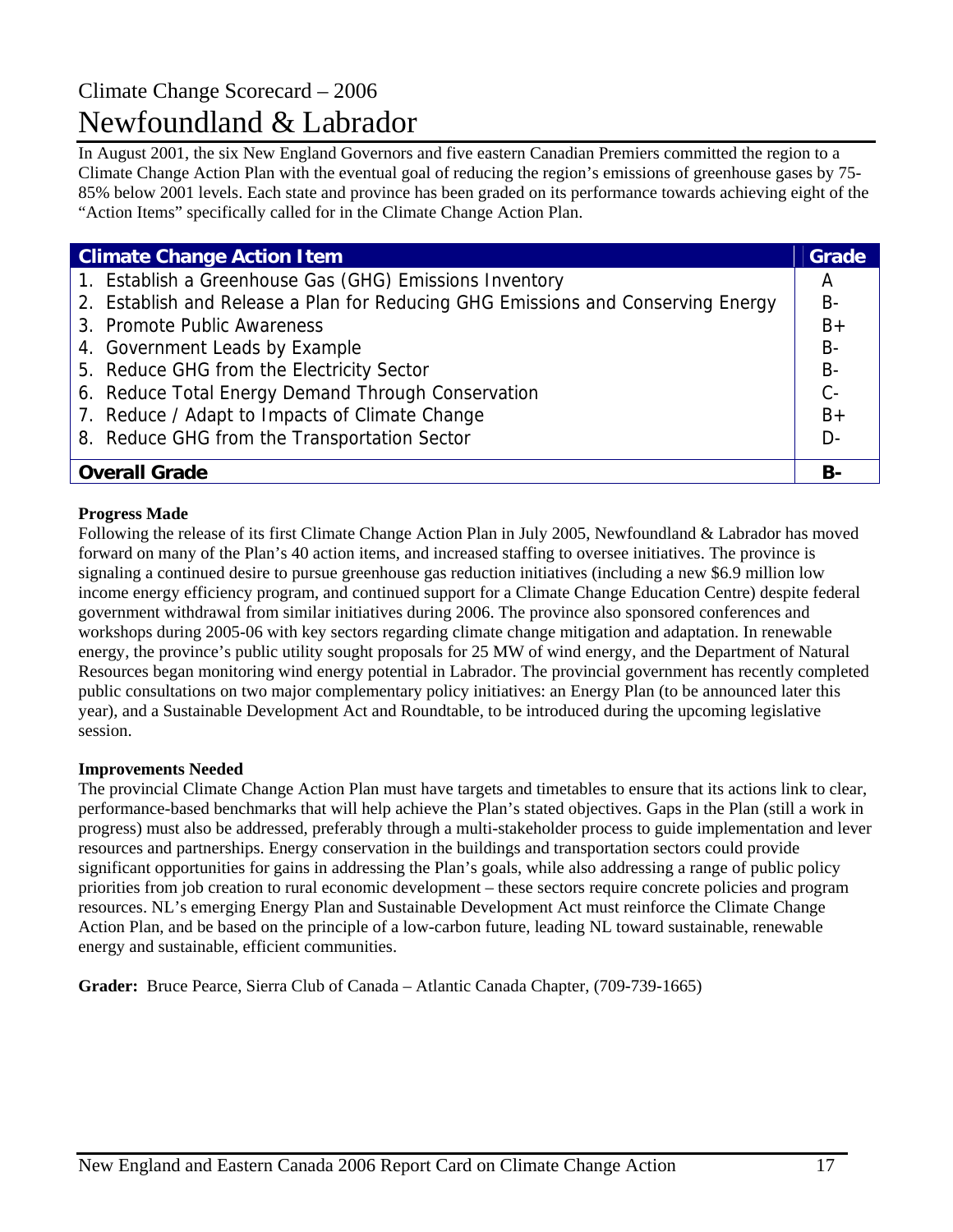Climate Change Scorecard – 2006

# Newfoundland & Labrador

In August 2001, the six New England Governors and five eastern Canadian Premiers committed the region to a Climate Change Action Plan with the eventual goal of reducing the region's emissions of greenhouse gases by 75-85% below 2001 levels. Each state and province has been graded on its performance towards achieving eight of the "Action Items" specifically called for in the Climate Change Action Plan.

| Climate Change Action Item | Grade |
|---|---|
| 1. Establish a Greenhouse Gas (GHG) Emissions Inventory | A |
| 2. Establish and Release a Plan for Reducing GHG Emissions and Conserving Energy | B- |
| 3. Promote Public Awareness | B+ |
| 4. Government Leads by Example | B- |
| 5. Reduce GHG from the Electricity Sector | B- |
| 6. Reduce Total Energy Demand Through Conservation | C- |
| 7. Reduce / Adapt to Impacts of Climate Change | B+ |
| 8. Reduce GHG from the Transportation Sector | D- |
| **Overall Grade** | **B-** |

**Progress Made**

Following the release of its first Climate Change Action Plan in July 2005, Newfoundland & Labrador has moved forward on many of the Plan's 40 action items, and increased staffing to oversee initiatives. The province is signaling a continued desire to pursue greenhouse gas reduction initiatives (including a new $6.9 million low income energy efficiency program, and continued support for a Climate Change Education Centre) despite federal government withdrawal from similar initiatives during 2006. The province also sponsored conferences and workshops during 2005-06 with key sectors regarding climate change mitigation and adaptation. In renewable energy, the province's public utility sought proposals for 25 MW of wind energy, and the Department of Natural Resources began monitoring wind energy potential in Labrador. The provincial government has recently completed public consultations on two major complementary policy initiatives: an Energy Plan (to be announced later this year), and a Sustainable Development Act and Roundtable, to be introduced during the upcoming legislative session.

**Improvements Needed**

The provincial Climate Change Action Plan must have targets and timetables to ensure that its actions link to clear, performance-based benchmarks that will help achieve the Plan's stated objectives. Gaps in the Plan (still a work in progress) must also be addressed, preferably through a multi-stakeholder process to guide implementation and lever resources and partnerships. Energy conservation in the buildings and transportation sectors could provide significant opportunities for gains in addressing the Plan's goals, while also addressing a range of public policy priorities from job creation to rural economic development – these sectors require concrete policies and program resources. NL's emerging Energy Plan and Sustainable Development Act must reinforce the Climate Change Action Plan, and be based on the principle of a low-carbon future, leading NL toward sustainable, renewable energy and sustainable, efficient communities.

**Grader:** Bruce Pearce, Sierra Club of Canada – Atlantic Canada Chapter, (709-739-1665)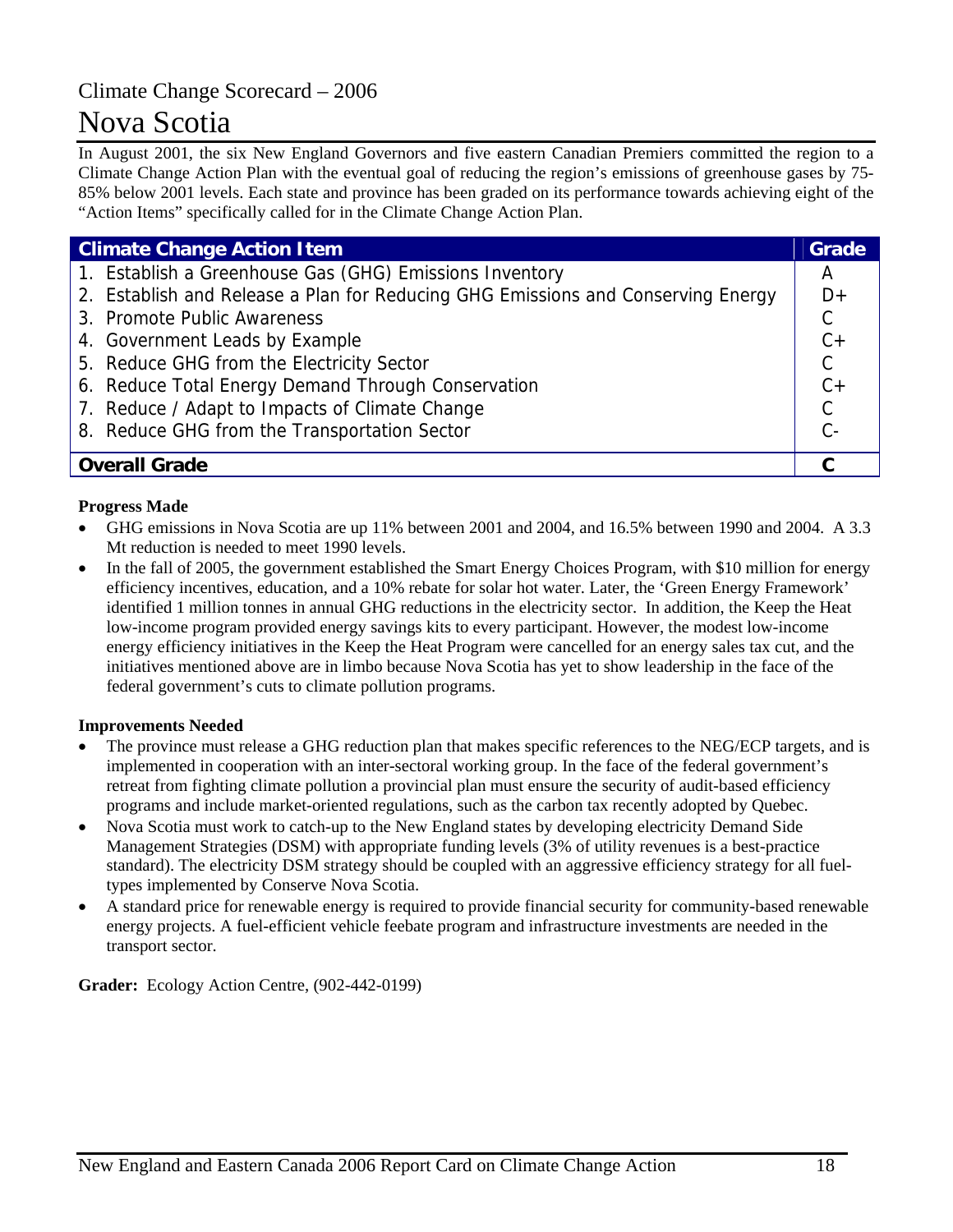## Climate Change Scorecard – 2006

# Nova Scotia

In August 2001, the six New England Governors and five eastern Canadian Premiers committed the region to a Climate Change Action Plan with the eventual goal of reducing the region's emissions of greenhouse gases by 75-85% below 2001 levels. Each state and province has been graded on its performance towards achieving eight of the "Action Items" specifically called for in the Climate Change Action Plan.

| Climate Change Action Item | Grade |
|---|---|
| 1. Establish a Greenhouse Gas (GHG) Emissions Inventory | A |
| 2. Establish and Release a Plan for Reducing GHG Emissions and Conserving Energy | D+ |
| 3. Promote Public Awareness | C |
| 4. Government Leads by Example | C+ |
| 5. Reduce GHG from the Electricity Sector | C |
| 6. Reduce Total Energy Demand Through Conservation | C+ |
| 7. Reduce / Adapt to Impacts of Climate Change | C |
| 8. Reduce GHG from the Transportation Sector | C- |
| **Overall Grade** | **C** |

**Progress Made**

- GHG emissions in Nova Scotia are up 11% between 2001 and 2004, and 16.5% between 1990 and 2004. A 3.3 Mt reduction is needed to meet 1990 levels.
- In the fall of 2005, the government established the Smart Energy Choices Program, with $10 million for energy efficiency incentives, education, and a 10% rebate for solar hot water. Later, the 'Green Energy Framework' identified 1 million tonnes in annual GHG reductions in the electricity sector. In addition, the Keep the Heat low-income program provided energy savings kits to every participant. However, the modest low-income energy efficiency initiatives in the Keep the Heat Program were cancelled for an energy sales tax cut, and the initiatives mentioned above are in limbo because Nova Scotia has yet to show leadership in the face of the federal government's cuts to climate pollution programs.

**Improvements Needed**

- The province must release a GHG reduction plan that makes specific references to the NEG/ECP targets, and is implemented in cooperation with an inter-sectoral working group. In the face of the federal government's retreat from fighting climate pollution a provincial plan must ensure the security of audit-based efficiency programs and include market-oriented regulations, such as the carbon tax recently adopted by Quebec.
- Nova Scotia must work to catch-up to the New England states by developing electricity Demand Side Management Strategies (DSM) with appropriate funding levels (3% of utility revenues is a best-practice standard). The electricity DSM strategy should be coupled with an aggressive efficiency strategy for all fuel-types implemented by Conserve Nova Scotia.
- A standard price for renewable energy is required to provide financial security for community-based renewable energy projects. A fuel-efficient vehicle feebate program and infrastructure investments are needed in the transport sector.

**Grader:** Ecology Action Centre, (902-442-0199)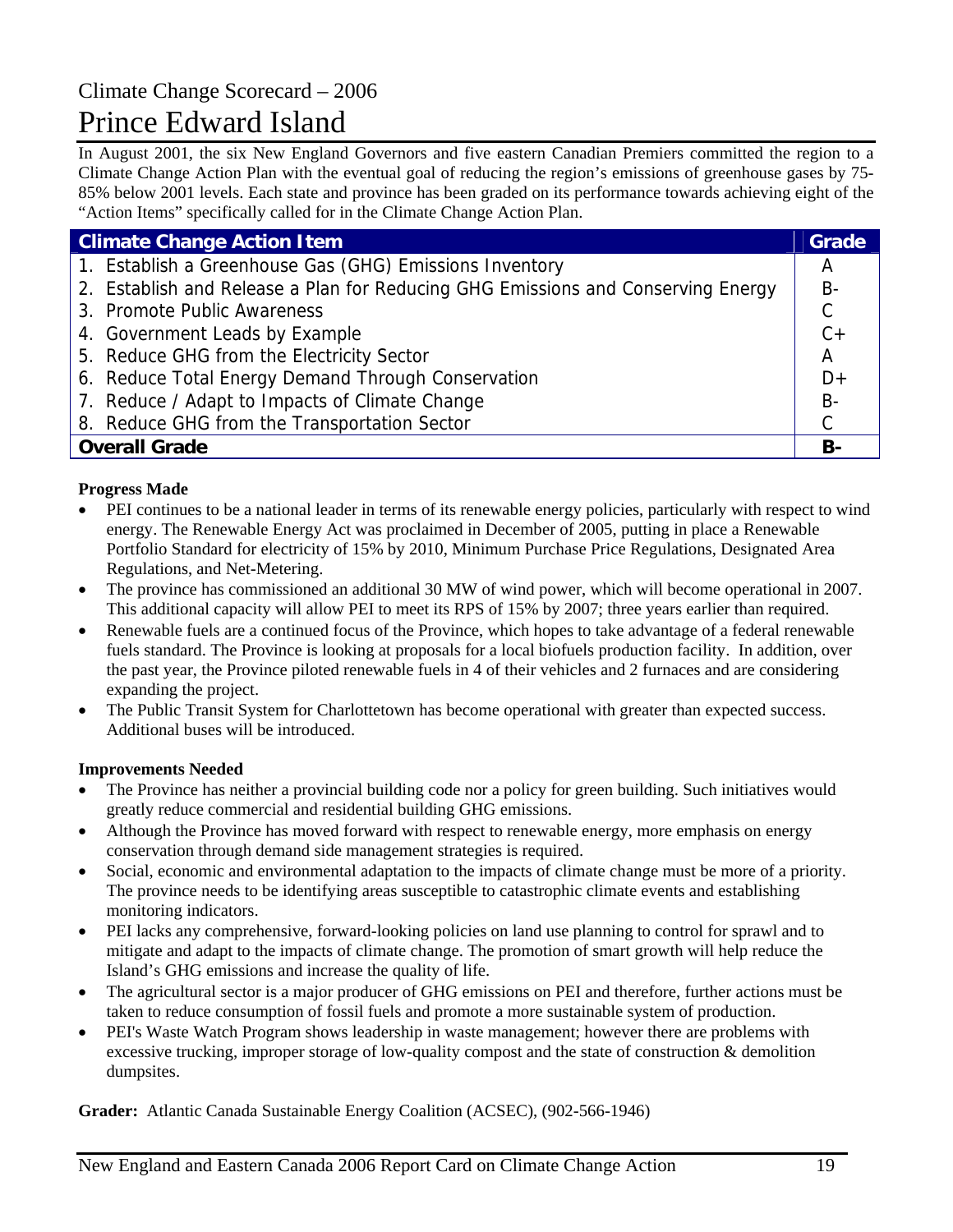Climate Change Scorecard – 2006

# Prince Edward Island

In August 2001, the six New England Governors and five eastern Canadian Premiers committed the region to a Climate Change Action Plan with the eventual goal of reducing the region's emissions of greenhouse gases by 75-85% below 2001 levels. Each state and province has been graded on its performance towards achieving eight of the "Action Items" specifically called for in the Climate Change Action Plan.

| Climate Change Action Item | Grade |
|---|---|
| 1. Establish a Greenhouse Gas (GHG) Emissions Inventory | A |
| 2. Establish and Release a Plan for Reducing GHG Emissions and Conserving Energy | B- |
| 3. Promote Public Awareness | C |
| 4. Government Leads by Example | C+ |
| 5. Reduce GHG from the Electricity Sector | A |
| 6. Reduce Total Energy Demand Through Conservation | D+ |
| 7. Reduce / Adapt to Impacts of Climate Change | B- |
| 8. Reduce GHG from the Transportation Sector | C |
| **Overall Grade** | **B-** |

**Progress Made**

- PEI continues to be a national leader in terms of its renewable energy policies, particularly with respect to wind energy. The Renewable Energy Act was proclaimed in December of 2005, putting in place a Renewable Portfolio Standard for electricity of 15% by 2010, Minimum Purchase Price Regulations, Designated Area Regulations, and Net-Metering.
- The province has commissioned an additional 30 MW of wind power, which will become operational in 2007. This additional capacity will allow PEI to meet its RPS of 15% by 2007; three years earlier than required.
- Renewable fuels are a continued focus of the Province, which hopes to take advantage of a federal renewable fuels standard. The Province is looking at proposals for a local biofuels production facility. In addition, over the past year, the Province piloted renewable fuels in 4 of their vehicles and 2 furnaces and are considering expanding the project.
- The Public Transit System for Charlottetown has become operational with greater than expected success. Additional buses will be introduced.

**Improvements Needed**

- The Province has neither a provincial building code nor a policy for green building. Such initiatives would greatly reduce commercial and residential building GHG emissions.
- Although the Province has moved forward with respect to renewable energy, more emphasis on energy conservation through demand side management strategies is required.
- Social, economic and environmental adaptation to the impacts of climate change must be more of a priority. The province needs to be identifying areas susceptible to catastrophic climate events and establishing monitoring indicators.
- PEI lacks any comprehensive, forward-looking policies on land use planning to control for sprawl and to mitigate and adapt to the impacts of climate change. The promotion of smart growth will help reduce the Island's GHG emissions and increase the quality of life.
- The agricultural sector is a major producer of GHG emissions on PEI and therefore, further actions must be taken to reduce consumption of fossil fuels and promote a more sustainable system of production.
- PEI's Waste Watch Program shows leadership in waste management; however there are problems with excessive trucking, improper storage of low-quality compost and the state of construction & demolition dumpsites.

**Grader:** Atlantic Canada Sustainable Energy Coalition (ACSEC), (902-566-1946)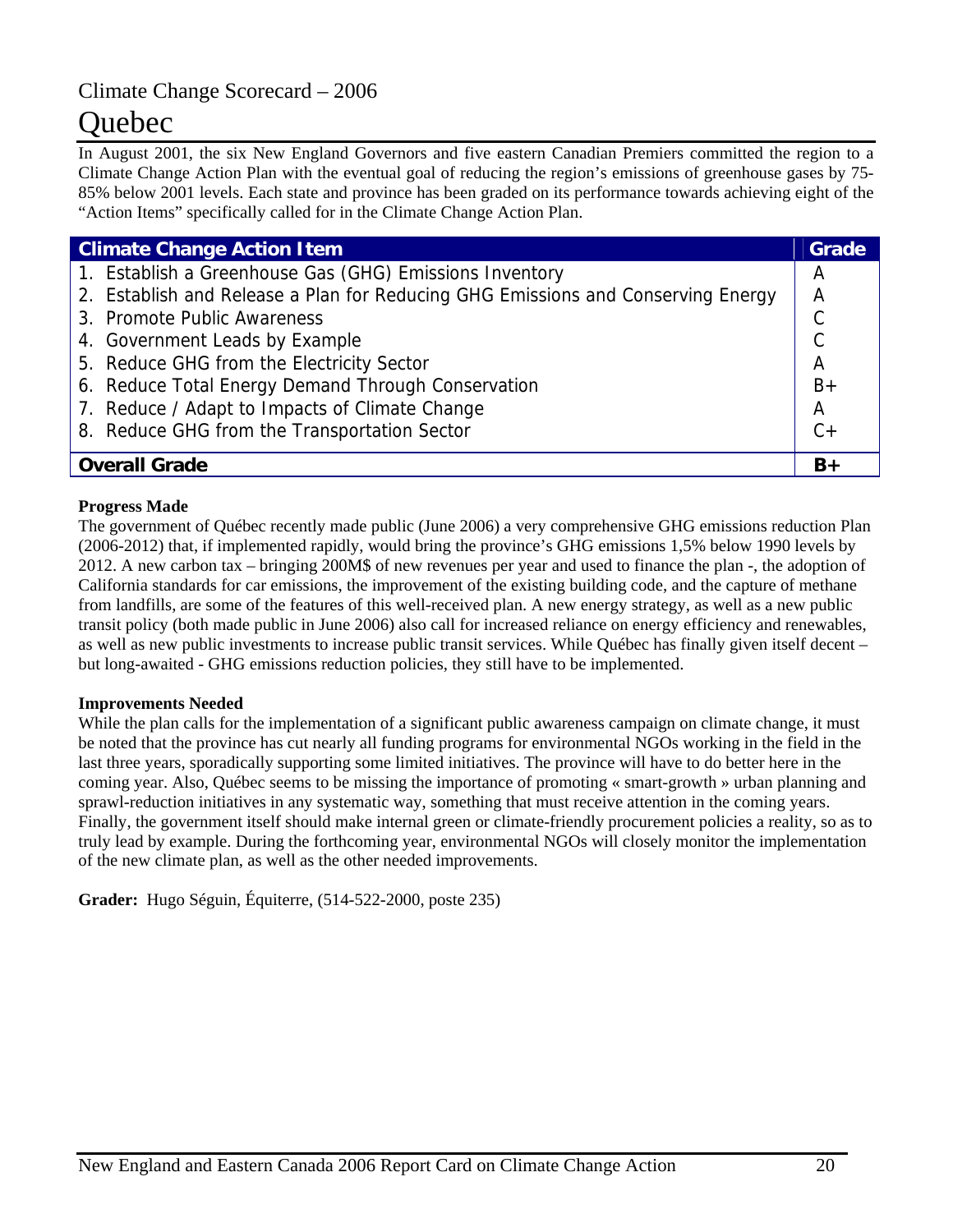Climate Change Scorecard – 2006

# Quebec

In August 2001, the six New England Governors and five eastern Canadian Premiers committed the region to a Climate Change Action Plan with the eventual goal of reducing the region's emissions of greenhouse gases by 75-85% below 2001 levels. Each state and province has been graded on its performance towards achieving eight of the "Action Items" specifically called for in the Climate Change Action Plan.

| Climate Change Action Item | Grade |
|---|---|
| 1. Establish a Greenhouse Gas (GHG) Emissions Inventory | A |
| 2. Establish and Release a Plan for Reducing GHG Emissions and Conserving Energy | A |
| 3. Promote Public Awareness | C |
| 4. Government Leads by Example | C |
| 5. Reduce GHG from the Electricity Sector | A |
| 6. Reduce Total Energy Demand Through Conservation | B+ |
| 7. Reduce / Adapt to Impacts of Climate Change | A |
| 8. Reduce GHG from the Transportation Sector | C+ |
| **Overall Grade** | **B+** |

**Progress Made**

The government of Québec recently made public (June 2006) a very comprehensive GHG emissions reduction Plan (2006-2012) that, if implemented rapidly, would bring the province's GHG emissions 1,5% below 1990 levels by 2012. A new carbon tax – bringing 200M$ of new revenues per year and used to finance the plan -, the adoption of California standards for car emissions, the improvement of the existing building code, and the capture of methane from landfills, are some of the features of this well-received plan. A new energy strategy, as well as a new public transit policy (both made public in June 2006) also call for increased reliance on energy efficiency and renewables, as well as new public investments to increase public transit services. While Québec has finally given itself decent – but long-awaited - GHG emissions reduction policies, they still have to be implemented.

**Improvements Needed**

While the plan calls for the implementation of a significant public awareness campaign on climate change, it must be noted that the province has cut nearly all funding programs for environmental NGOs working in the field in the last three years, sporadically supporting some limited initiatives. The province will have to do better here in the coming year. Also, Québec seems to be missing the importance of promoting « smart-growth » urban planning and sprawl-reduction initiatives in any systematic way, something that must receive attention in the coming years. Finally, the government itself should make internal green or climate-friendly procurement policies a reality, so as to truly lead by example. During the forthcoming year, environmental NGOs will closely monitor the implementation of the new climate plan, as well as the other needed improvements.

**Grader:** Hugo Séguin, Équiterre, (514-522-2000, poste 235)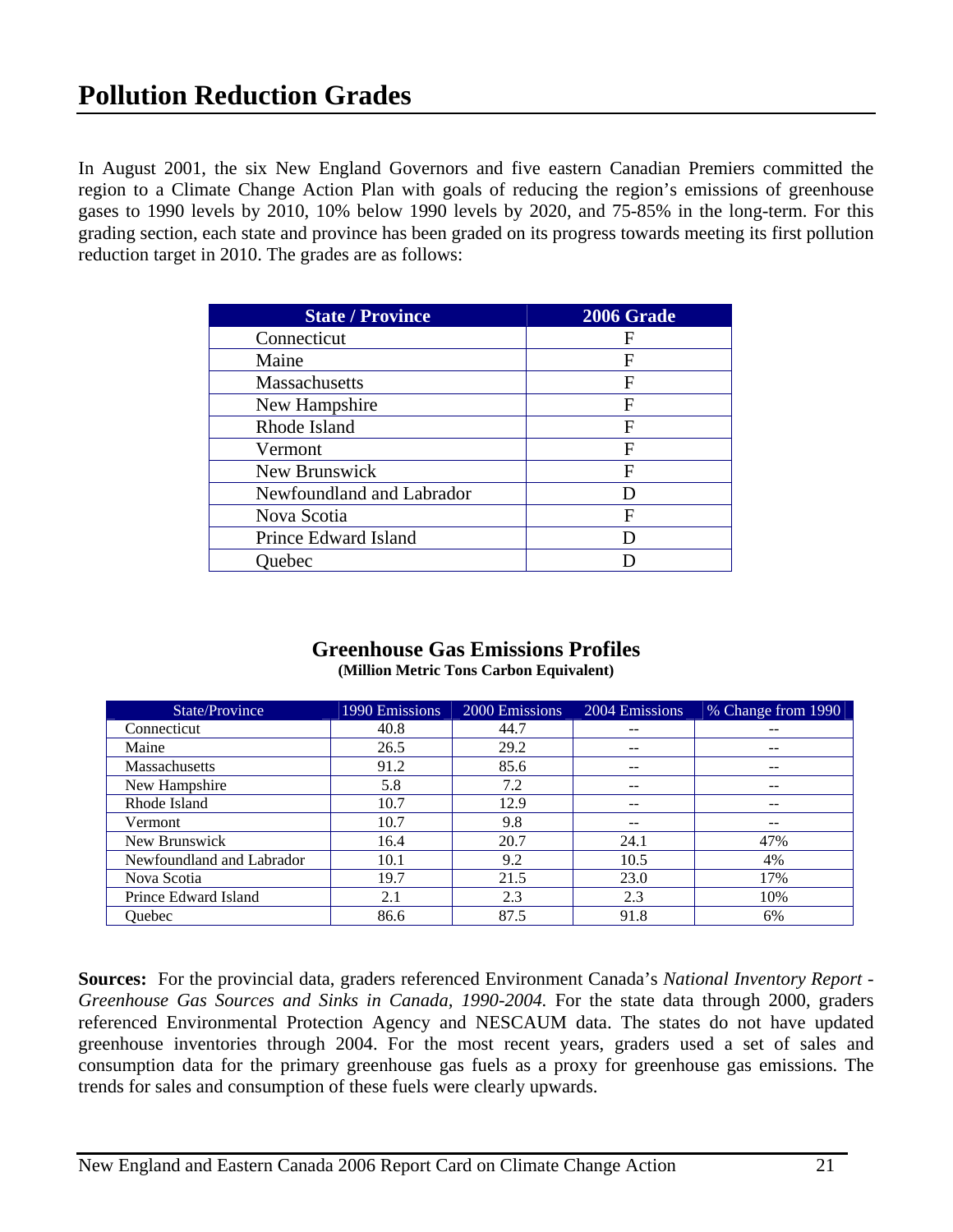# Pollution Reduction Grades

In August 2001, the six New England Governors and five eastern Canadian Premiers committed the region to a Climate Change Action Plan with goals of reducing the region's emissions of greenhouse gases to 1990 levels by 2010, 10% below 1990 levels by 2020, and 75-85% in the long-term. For this grading section, each state and province has been graded on its progress towards meeting its first pollution reduction target in 2010. The grades are as follows:

| State / Province | 2006 Grade |
|---|---|
| Connecticut | F |
| Maine | F |
| Massachusetts | F |
| New Hampshire | F |
| Rhode Island | F |
| Vermont | F |
| New Brunswick | F |
| Newfoundland and Labrador | D |
| Nova Scotia | F |
| Prince Edward Island | D |
| Quebec | D |

## Greenhouse Gas Emissions Profiles

**(Million Metric Tons Carbon Equivalent)**

| State/Province | 1990 Emissions | 2000 Emissions | 2004 Emissions | % Change from 1990 |
|---|---|---|---|---|
| Connecticut | 40.8 | 44.7 | -- | -- |
| Maine | 26.5 | 29.2 | -- | -- |
| Massachusetts | 91.2 | 85.6 | -- | -- |
| New Hampshire | 5.8 | 7.2 | -- | -- |
| Rhode Island | 10.7 | 12.9 | -- | -- |
| Vermont | 10.7 | 9.8 | -- | -- |
| New Brunswick | 16.4 | 20.7 | 24.1 | 47% |
| Newfoundland and Labrador | 10.1 | 9.2 | 10.5 | 4% |
| Nova Scotia | 19.7 | 21.5 | 23.0 | 17% |
| Prince Edward Island | 2.1 | 2.3 | 2.3 | 10% |
| Quebec | 86.6 | 87.5 | 91.8 | 6% |

**Sources:** For the provincial data, graders referenced Environment Canada's *National Inventory Report - Greenhouse Gas Sources and Sinks in Canada, 1990-2004.* For the state data through 2000, graders referenced Environmental Protection Agency and NESCAUM data. The states do not have updated greenhouse inventories through 2004. For the most recent years, graders used a set of sales and consumption data for the primary greenhouse gas fuels as a proxy for greenhouse gas emissions. The trends for sales and consumption of these fuels were clearly upwards.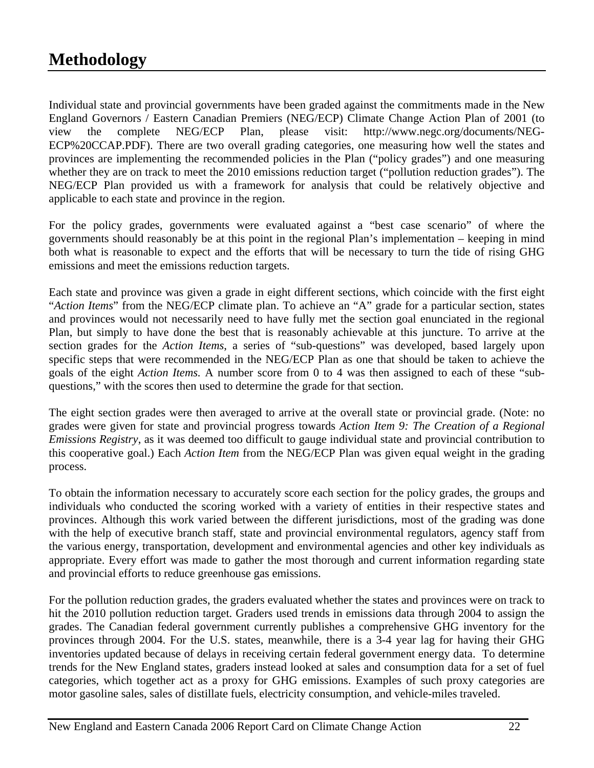# Methodology

Individual state and provincial governments have been graded against the commitments made in the New England Governors / Eastern Canadian Premiers (NEG/ECP) Climate Change Action Plan of 2001 (to view the complete NEG/ECP Plan, please visit: http://www.negc.org/documents/NEG-ECP%20CCAP.PDF). There are two overall grading categories, one measuring how well the states and provinces are implementing the recommended policies in the Plan ("policy grades") and one measuring whether they are on track to meet the 2010 emissions reduction target ("pollution reduction grades"). The NEG/ECP Plan provided us with a framework for analysis that could be relatively objective and applicable to each state and province in the region.

For the policy grades, governments were evaluated against a "best case scenario" of where the governments should reasonably be at this point in the regional Plan's implementation – keeping in mind both what is reasonable to expect and the efforts that will be necessary to turn the tide of rising GHG emissions and meet the emissions reduction targets.

Each state and province was given a grade in eight different sections, which coincide with the first eight "*Action Items*" from the NEG/ECP climate plan. To achieve an "A" grade for a particular section, states and provinces would not necessarily need to have fully met the section goal enunciated in the regional Plan, but simply to have done the best that is reasonably achievable at this juncture. To arrive at the section grades for the *Action Items*, a series of "sub-questions" was developed, based largely upon specific steps that were recommended in the NEG/ECP Plan as one that should be taken to achieve the goals of the eight *Action Items*. A number score from 0 to 4 was then assigned to each of these "sub-questions," with the scores then used to determine the grade for that section.

The eight section grades were then averaged to arrive at the overall state or provincial grade. (Note: no grades were given for state and provincial progress towards *Action Item 9: The Creation of a Regional Emissions Registry*, as it was deemed too difficult to gauge individual state and provincial contribution to this cooperative goal.) Each *Action Item* from the NEG/ECP Plan was given equal weight in the grading process.

To obtain the information necessary to accurately score each section for the policy grades, the groups and individuals who conducted the scoring worked with a variety of entities in their respective states and provinces. Although this work varied between the different jurisdictions, most of the grading was done with the help of executive branch staff, state and provincial environmental regulators, agency staff from the various energy, transportation, development and environmental agencies and other key individuals as appropriate. Every effort was made to gather the most thorough and current information regarding state and provincial efforts to reduce greenhouse gas emissions.

For the pollution reduction grades, the graders evaluated whether the states and provinces were on track to hit the 2010 pollution reduction target. Graders used trends in emissions data through 2004 to assign the grades. The Canadian federal government currently publishes a comprehensive GHG inventory for the provinces through 2004. For the U.S. states, meanwhile, there is a 3-4 year lag for having their GHG inventories updated because of delays in receiving certain federal government energy data. To determine trends for the New England states, graders instead looked at sales and consumption data for a set of fuel categories, which together act as a proxy for GHG emissions. Examples of such proxy categories are motor gasoline sales, sales of distillate fuels, electricity consumption, and vehicle-miles traveled.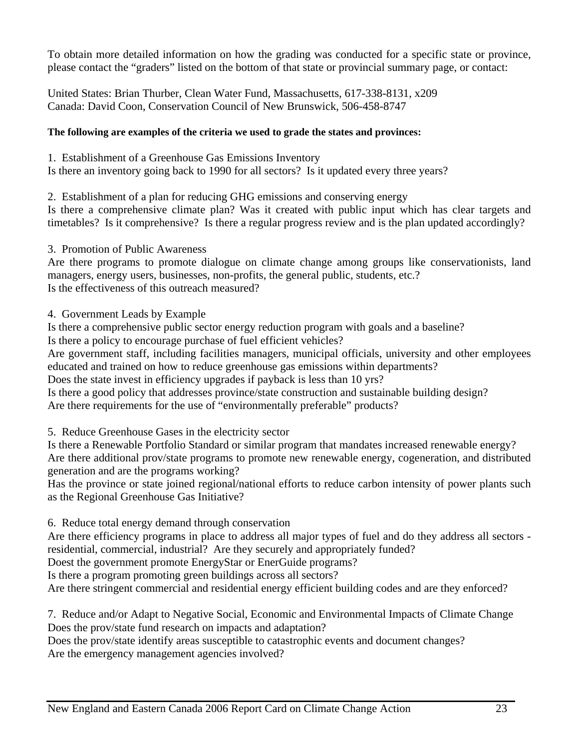To obtain more detailed information on how the grading was conducted for a specific state or province, please contact the "graders" listed on the bottom of that state or provincial summary page, or contact:

United States: Brian Thurber, Clean Water Fund, Massachusetts, 617-338-8131, x209
Canada: David Coon, Conservation Council of New Brunswick, 506-458-8747

**The following are examples of the criteria we used to grade the states and provinces:**

1. Establishment of a Greenhouse Gas Emissions Inventory
Is there an inventory going back to 1990 for all sectors? Is it updated every three years?

2. Establishment of a plan for reducing GHG emissions and conserving energy
Is there a comprehensive climate plan? Was it created with public input which has clear targets and timetables? Is it comprehensive? Is there a regular progress review and is the plan updated accordingly?

3. Promotion of Public Awareness
Are there programs to promote dialogue on climate change among groups like conservationists, land managers, energy users, businesses, non-profits, the general public, students, etc.?
Is the effectiveness of this outreach measured?

4. Government Leads by Example
Is there a comprehensive public sector energy reduction program with goals and a baseline?
Is there a policy to encourage purchase of fuel efficient vehicles?
Are government staff, including facilities managers, municipal officials, university and other employees educated and trained on how to reduce greenhouse gas emissions within departments?
Does the state invest in efficiency upgrades if payback is less than 10 yrs?
Is there a good policy that addresses province/state construction and sustainable building design?
Are there requirements for the use of "environmentally preferable" products?

5. Reduce Greenhouse Gases in the electricity sector
Is there a Renewable Portfolio Standard or similar program that mandates increased renewable energy?
Are there additional prov/state programs to promote new renewable energy, cogeneration, and distributed generation and are the programs working?
Has the province or state joined regional/national efforts to reduce carbon intensity of power plants such as the Regional Greenhouse Gas Initiative?

6. Reduce total energy demand through conservation
Are there efficiency programs in place to address all major types of fuel and do they address all sectors - residential, commercial, industrial? Are they securely and appropriately funded?
Doest the government promote EnergyStar or EnerGuide programs?
Is there a program promoting green buildings across all sectors?
Are there stringent commercial and residential energy efficient building codes and are they enforced?

7. Reduce and/or Adapt to Negative Social, Economic and Environmental Impacts of Climate Change
Does the prov/state fund research on impacts and adaptation?
Does the prov/state identify areas susceptible to catastrophic events and document changes?
Are the emergency management agencies involved?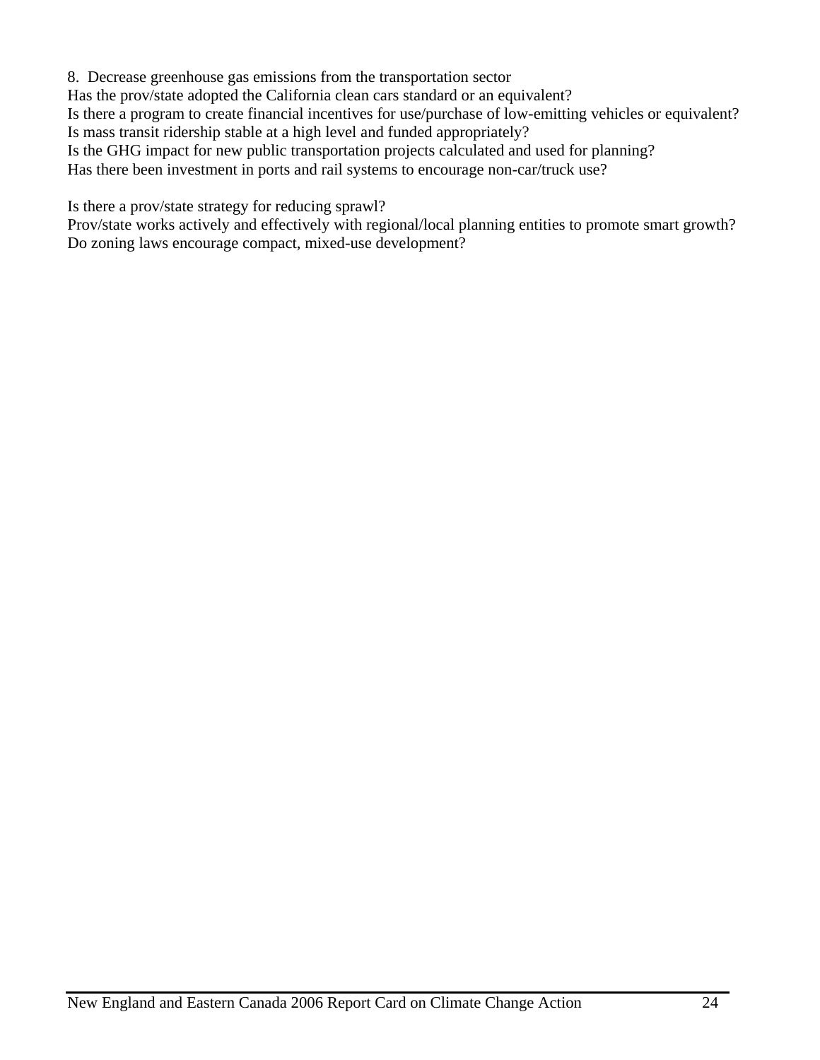8. Decrease greenhouse gas emissions from the transportation sector

Has the prov/state adopted the California clean cars standard or an equivalent?
Is there a program to create financial incentives for use/purchase of low-emitting vehicles or equivalent?
Is mass transit ridership stable at a high level and funded appropriately?
Is the GHG impact for new public transportation projects calculated and used for planning?
Has there been investment in ports and rail systems to encourage non-car/truck use?

Is there a prov/state strategy for reducing sprawl?
Prov/state works actively and effectively with regional/local planning entities to promote smart growth?
Do zoning laws encourage compact, mixed-use development?